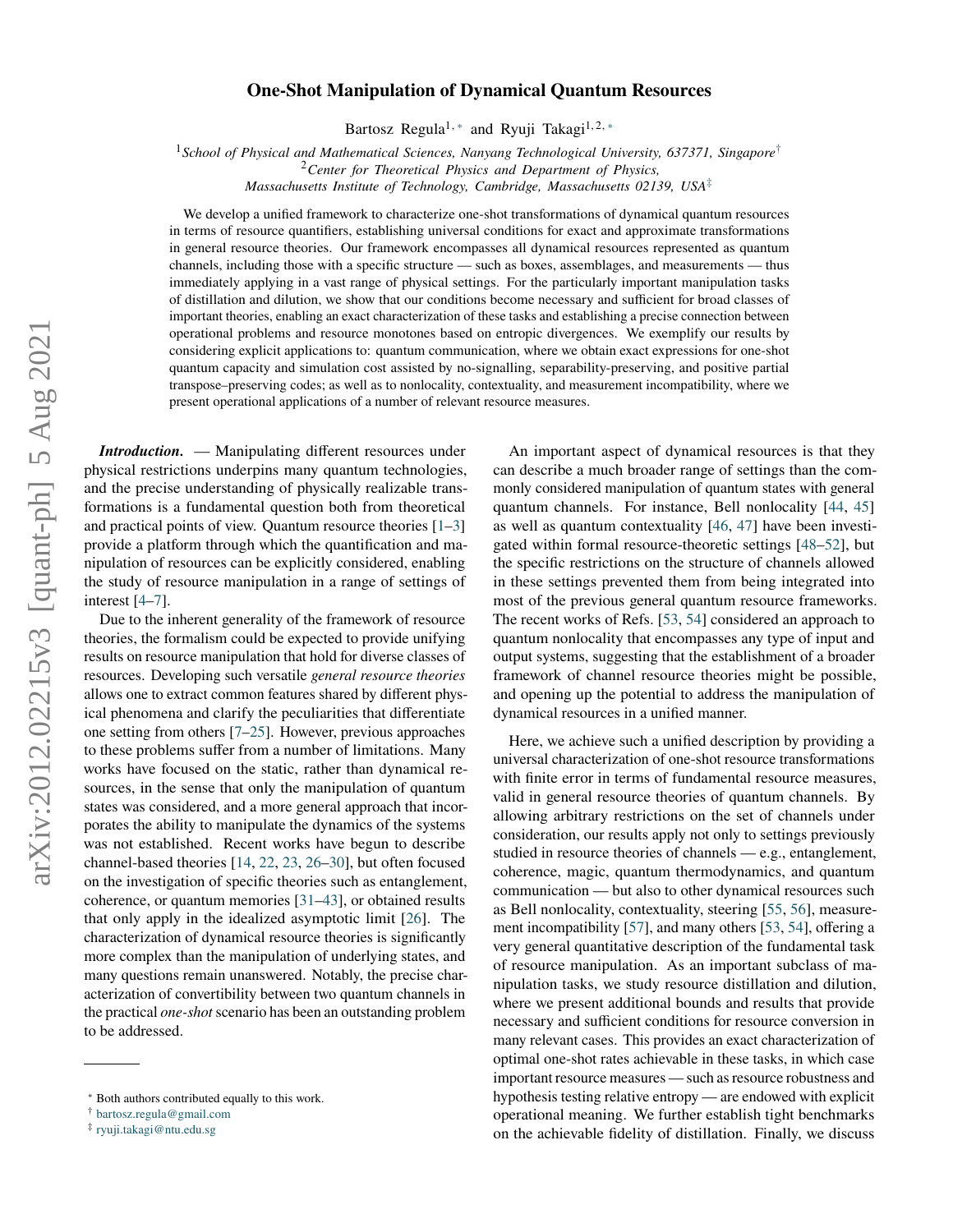# One-Shot Manipulation of Dynamical Quantum Resources

Bartosz Regula[1,*] and Ryuji Takagi[1,2,*]

[1] *School of Physical and Mathematical Sciences, Nanyang Technological University, 637371, Singapore*[†]

[2] *Center for Theoretical Physics and Department of Physics, Massachusetts Institute of Technology, Cambridge, Massachusetts 02139, USA*[‡]

We develop a unified framework to characterize one-shot transformations of dynamical quantum resources in terms of resource quantifiers, establishing universal conditions for exact and approximate transformations in general resource theories. Our framework encompasses all dynamical resources represented as quantum channels, including those with a specific structure — such as boxes, assemblages, and measurements — thus immediately applying in a vast range of physical settings. For the particularly important manipulation tasks of distillation and dilution, we show that our conditions become necessary and sufficient for broad classes of important theories, enabling an exact characterization of these tasks and establishing a precise connection between operational problems and resource monotones based on entropic divergences. We exemplify our results by considering explicit applications to: quantum communication, where we obtain exact expressions for one-shot quantum capacity and simulation cost assisted by no-signalling, separability-preserving, and positive partial transpose–preserving codes; as well as to nonlocality, contextuality, and measurement incompatibility, where we present operational applications of a number of relevant resource measures.

***Introduction.*** — Manipulating different resources under physical restrictions underpins many quantum technologies, and the precise understanding of physically realizable transformations is a fundamental question both from theoretical and practical points of view. Quantum resource theories [1–3] provide a platform through which the quantification and manipulation of resources can be explicitly considered, enabling the study of resource manipulation in a range of settings of interest [4–7].

Due to the inherent generality of the framework of resource theories, the formalism could be expected to provide unifying results on resource manipulation that hold for diverse classes of resources. Developing such versatile *general resource theories* allows one to extract common features shared by different physical phenomena and clarify the peculiarities that differentiate one setting from others [7–25]. However, previous approaches to these problems suffer from a number of limitations. Many works have focused on the static, rather than dynamical resources, in the sense that only the manipulation of quantum states was considered, and a more general approach that incorporates the ability to manipulate the dynamics of the systems was not established. Recent works have begun to describe channel-based theories [14, 22, 23, 26–30], but often focused on the investigation of specific theories such as entanglement, coherence, or quantum memories [31–43], or obtained results that only apply in the idealized asymptotic limit [26]. The characterization of dynamical resource theories is significantly more complex than the manipulation of underlying states, and many questions remain unanswered. Notably, the precise characterization of convertibility between two quantum channels in the practical *one-shot* scenario has been an outstanding problem to be addressed.

An important aspect of dynamical resources is that they can describe a much broader range of settings than the commonly considered manipulation of quantum states with general quantum channels. For instance, Bell nonlocality [44, 45] as well as quantum contextuality [46, 47] have been investigated within formal resource-theoretic settings [48–52], but the specific restrictions on the structure of channels allowed in these settings prevented them from being integrated into most of the previous general quantum resource frameworks. The recent works of Refs. [53, 54] considered an approach to quantum nonlocality that encompasses any type of input and output systems, suggesting that the establishment of a broader framework of channel resource theories might be possible, and opening up the potential to address the manipulation of dynamical resources in a unified manner.

Here, we achieve such a unified description by providing a universal characterization of one-shot resource transformations with finite error in terms of fundamental resource measures, valid in general resource theories of quantum channels. By allowing arbitrary restrictions on the set of channels under consideration, our results apply not only to settings previously studied in resource theories of channels — e.g., entanglement, coherence, magic, quantum thermodynamics, and quantum communication — but also to other dynamical resources such as Bell nonlocality, contextuality, steering [55, 56], measurement incompatibility [57], and many others [53, 54], offering a very general quantitative description of the fundamental task of resource manipulation. As an important subclass of manipulation tasks, we study resource distillation and dilution, where we present additional bounds and results that provide necessary and sufficient conditions for resource conversion in many relevant cases. This provides an exact characterization of optimal one-shot rates achievable in these tasks, in which case important resource measures — such as resource robustness and hypothesis testing relative entropy — are endowed with explicit operational meaning. We further establish tight benchmarks on the achievable fidelity of distillation. Finally, we discuss

---

* Both authors contributed equally to this work.

† bartosz.regula@gmail.com

‡ ryuji.takagi@ntu.edu.sg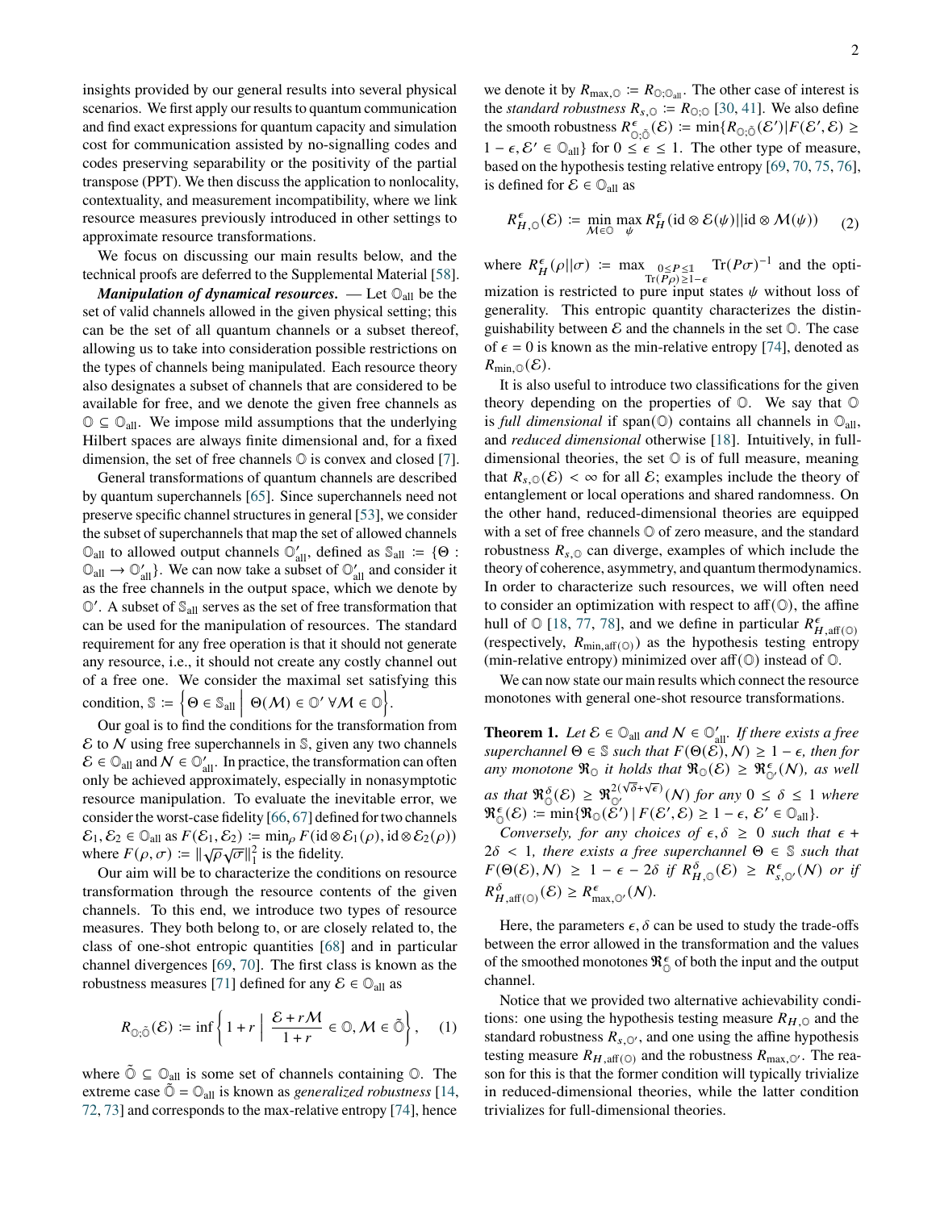insights provided by our general results into several physical scenarios. We first apply our results to quantum communication and find exact expressions for quantum capacity and simulation cost for communication assisted by no-signalling codes and codes preserving separability or the positivity of the partial transpose (PPT). We then discuss the application to nonlocality, contextuality, and measurement incompatibility, where we link resource measures previously introduced in other settings to approximate resource transformations.

We focus on discussing our main results below, and the technical proofs are deferred to the Supplemental Material [58].

***Manipulation of dynamical resources.*** — Let $\mathbb{O}_{\rm all}$ be the set of valid channels allowed in the given physical setting; this can be the set of all quantum channels or a subset thereof, allowing us to take into consideration possible restrictions on the types of channels being manipulated. Each resource theory also designates a subset of channels that are considered to be available for free, and we denote the given free channels as $\mathbb{O} \subseteq \mathbb{O}_{\rm all}$. We impose mild assumptions that the underlying Hilbert spaces are always finite dimensional and, for a fixed dimension, the set of free channels $\mathbb{O}$ is convex and closed [7].

General transformations of quantum channels are described by quantum superchannels [65]. Since superchannels need not preserve specific channel structures in general [53], we consider the subset of superchannels that map the set of allowed channels $\mathbb{O}_{\rm all}$ to allowed output channels $\mathbb{O}'_{\rm all}$, defined as $\mathbb{S}_{\rm all} := \{\Theta : \mathbb{O}_{\rm all} \to \mathbb{O}'_{\rm all}\}$. We can now take a subset of $\mathbb{O}'_{\rm all}$ and consider it as the free channels in the output space, which we denote by $\mathbb{O}'$. A subset of $\mathbb{S}_{\rm all}$ serves as the set of free transformation that can be used for the manipulation of resources. The standard requirement for any free operation is that it should not generate any resource, i.e., it should not create any costly channel out of a free one. We consider the maximal set satisfying this condition, $\mathbb{S} := \left\{ \Theta \in \mathbb{S}_{\rm all} \;\middle|\; \Theta(\mathcal{M}) \in \mathbb{O}' \; \forall \mathcal{M} \in \mathbb{O} \right\}$.

Our goal is to find the conditions for the transformation from $\mathcal{E}$ to $\mathcal{N}$ using free superchannels in $\mathbb{S}$, given any two channels $\mathcal{E} \in \mathbb{O}_{\rm all}$ and $\mathcal{N} \in \mathbb{O}'_{\rm all}$. In practice, the transformation can often only be achieved approximately, especially in nonasymptotic resource manipulation. To evaluate the inevitable error, we consider the worst-case fidelity [66, 67] defined for two channels $\mathcal{E}_1, \mathcal{E}_2 \in \mathbb{O}_{\rm all}$ as $F(\mathcal{E}_1, \mathcal{E}_2) := \min_\rho F(\mathrm{id} \otimes \mathcal{E}_1(\rho), \mathrm{id} \otimes \mathcal{E}_2(\rho))$ where $F(\rho, \sigma) := \|\sqrt{\rho}\sqrt{\sigma}\|_1^2$ is the fidelity.

Our aim will be to characterize the conditions on resource transformation through the resource contents of the given channels. To this end, we introduce two types of resource measures. They both belong to, or are closely related to, the class of one-shot entropic quantities [68] and in particular channel divergences [69, 70]. The first class is known as the robustness measures [71] defined for any $\mathcal{E} \in \mathbb{O}_{\rm all}$ as

$$R_{\mathbb{O};\tilde{\mathbb{O}}}(\mathcal{E}) := \inf \left\{ 1 + r \;\middle|\; \frac{\mathcal{E} + r\mathcal{M}}{1 + r} \in \mathbb{O}, \mathcal{M} \in \tilde{\mathbb{O}} \right\}, \quad (1)$$

where $\tilde{\mathbb{O}} \subseteq \mathbb{O}_{\rm all}$ is some set of channels containing $\mathbb{O}$. The extreme case $\tilde{\mathbb{O}} = \mathbb{O}_{\rm all}$ is known as *generalized robustness* [14, 72, 73] and corresponds to the max-relative entropy [74], hence we denote it by $R_{\max,\mathbb{O}} := R_{\mathbb{O};\mathbb{O}_{\rm all}}$. The other case of interest is the *standard robustness* $R_{s,\mathbb{O}} := R_{\mathbb{O};\mathbb{O}}$ [30, 41]. We also define the smooth robustness $R^\epsilon_{\mathbb{O};\tilde{\mathbb{O}}}(\mathcal{E}) := \min\{R_{\mathbb{O};\tilde{\mathbb{O}}}(\mathcal{E}') | F(\mathcal{E}', \mathcal{E}) \geq 1 - \epsilon, \mathcal{E}' \in \mathbb{O}_{\rm all}\}$ for $0 \leq \epsilon \leq 1$. The other type of measure, based on the hypothesis testing relative entropy [69, 70, 75, 76], is defined for $\mathcal{E} \in \mathbb{O}_{\rm all}$ as

$$R^\epsilon_{H,\mathbb{O}}(\mathcal{E}) := \min_{\mathcal{M} \in \mathbb{O}} \max_{\psi} R^\epsilon_H(\mathrm{id} \otimes \mathcal{E}(\psi) || \mathrm{id} \otimes \mathcal{M}(\psi)) \quad (2)$$

where $R^\epsilon_H(\rho||\sigma) := \max_{\substack{0 \leq P \leq \mathbb{1} \\ \mathrm{Tr}(P\rho) \geq 1-\epsilon}} \mathrm{Tr}(P\sigma)^{-1}$ and the optimization is restricted to pure input states $\psi$ without loss of generality. This entropic quantity characterizes the distinguishability between $\mathcal{E}$ and the channels in the set $\mathbb{O}$. The case of $\epsilon = 0$ is known as the min-relative entropy [74], denoted as $R_{\min,\mathbb{O}}(\mathcal{E})$.

It is also useful to introduce two classifications for the given theory depending on the properties of $\mathbb{O}$. We say that $\mathbb{O}$ is *full dimensional* if $\mathrm{span}(\mathbb{O})$ contains all channels in $\mathbb{O}_{\rm all}$, and *reduced dimensional* otherwise [18]. Intuitively, in full-dimensional theories, the set $\mathbb{O}$ is of full measure, meaning that $R_{s,\mathbb{O}}(\mathcal{E}) < \infty$ for all $\mathcal{E}$; examples include the theory of entanglement or local operations and shared randomness. On the other hand, reduced-dimensional theories are equipped with a set of free channels $\mathbb{O}$ of zero measure, and the standard robustness $R_{s,\mathbb{O}}$ can diverge, examples of which include the theory of coherence, asymmetry, and quantum thermodynamics. In order to characterize such resources, we will often need to consider an optimization with respect to $\mathrm{aff}(\mathbb{O})$, the affine hull of $\mathbb{O}$ [18, 77, 78], and we define in particular $R^\epsilon_{H,\mathrm{aff}(\mathbb{O})}$ (respectively, $R_{\min,\mathrm{aff}(\mathbb{O})}$) as the hypothesis testing entropy (min-relative entropy) minimized over $\mathrm{aff}(\mathbb{O})$ instead of $\mathbb{O}$.

We can now state our main results which connect the resource monotones with general one-shot resource transformations.

**Theorem 1.** *Let $\mathcal{E} \in \mathbb{O}_{\rm all}$ and $\mathcal{N} \in \mathbb{O}'_{\rm all}$. If there exists a free superchannel $\Theta \in \mathbb{S}$ such that $F(\Theta(\mathcal{E}), \mathcal{N}) \geq 1 - \epsilon$, then for any monotone $\mathfrak{R}_\mathbb{O}$ it holds that $\mathfrak{R}_\mathbb{O}(\mathcal{E}) \geq \mathfrak{R}^\epsilon_{\mathbb{O}'}(\mathcal{N})$, as well as that $\mathfrak{R}^\delta_\mathbb{O}(\mathcal{E}) \geq \mathfrak{R}^{2(\sqrt{\delta}+\sqrt{\epsilon})}_{\mathbb{O}'}(\mathcal{N})$ for any $0 \leq \delta \leq 1$ where $\mathfrak{R}^\epsilon_\mathbb{O}(\mathcal{E}) := \min\{\mathfrak{R}_\mathbb{O}(\mathcal{E}') \,|\, F(\mathcal{E}', \mathcal{E}) \geq 1 - \epsilon, \, \mathcal{E}' \in \mathbb{O}_{\rm all}\}$.*

*Conversely, for any choices of $\epsilon, \delta \geq 0$ such that $\epsilon + 2\delta < 1$, there exists a free superchannel $\Theta \in \mathbb{S}$ such that $F(\Theta(\mathcal{E}), \mathcal{N}) \geq 1 - \epsilon - 2\delta$ if $R^\delta_{H,\mathbb{O}}(\mathcal{E}) \geq R^\epsilon_{s,\mathbb{O}'}(\mathcal{N})$ or if $R^\delta_{H,\mathrm{aff}(\mathbb{O})}(\mathcal{E}) \geq R^\epsilon_{\max,\mathbb{O}'}(\mathcal{N})$.*

Here, the parameters $\epsilon, \delta$ can be used to study the trade-offs between the error allowed in the transformation and the values of the smoothed monotones $\mathfrak{R}^\epsilon_\mathbb{O}$ of both the input and the output channel.

Notice that we provided two alternative achievability conditions: one using the hypothesis testing measure $R_{H,\mathbb{O}}$ and the standard robustness $R_{s,\mathbb{O}'}$, and one using the affine hypothesis testing measure $R_{H,\mathrm{aff}(\mathbb{O})}$ and the robustness $R_{\max,\mathbb{O}'}$. The reason for this is that the former condition will typically trivialize in reduced-dimensional theories, while the latter condition trivializes for full-dimensional theories.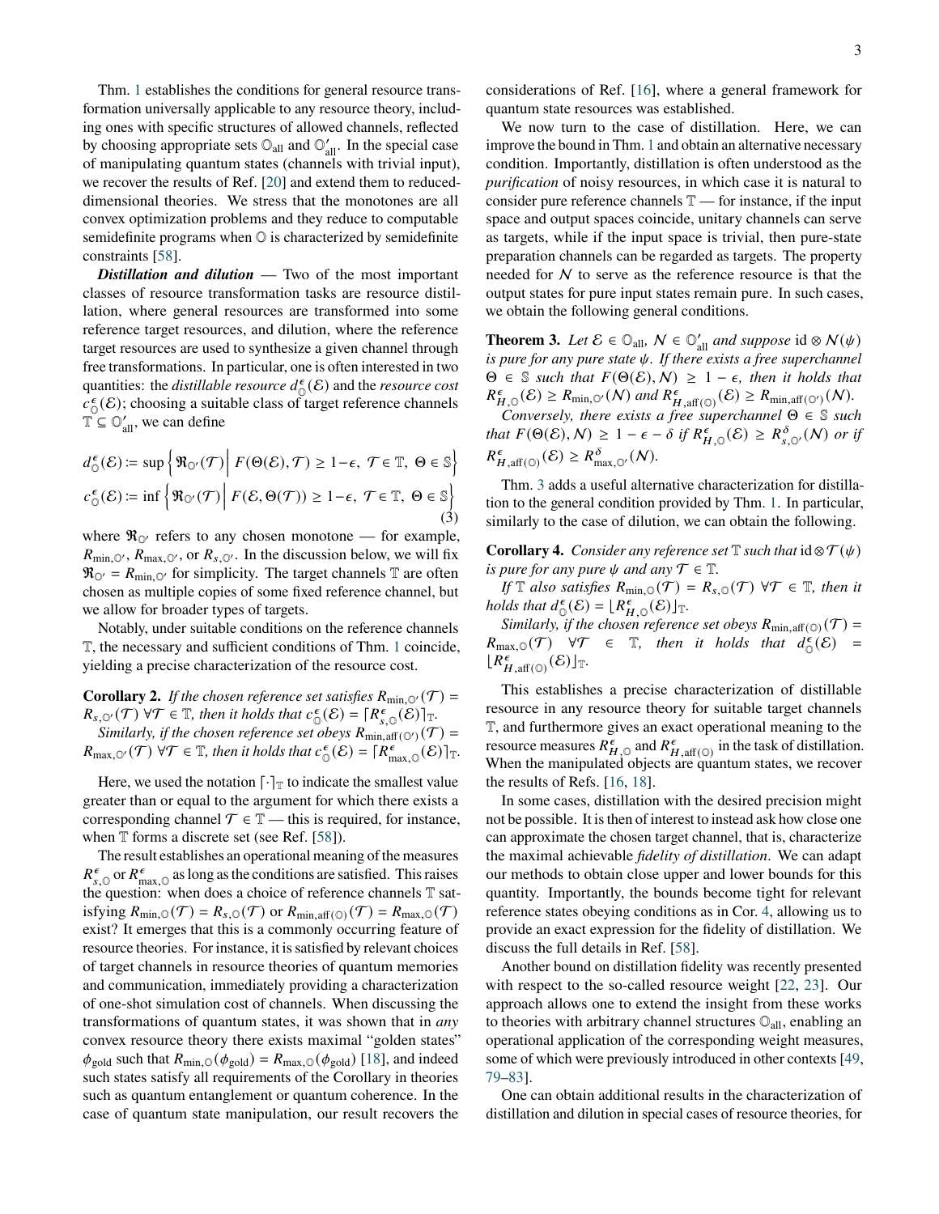Thm. 1 establishes the conditions for general resource transformation universally applicable to any resource theory, including ones with specific structures of allowed channels, reflected by choosing appropriate sets $\mathbb{O}_{\text{all}}$ and $\mathbb{O}'_{\text{all}}$. In the special case of manipulating quantum states (channels with trivial input), we recover the results of Ref. [20] and extend them to reduced-dimensional theories. We stress that the monotones are all convex optimization problems and they reduce to computable semidefinite programs when $\mathbb{O}$ is characterized by semidefinite constraints [58].

***Distillation and dilution*** — Two of the most important classes of resource transformation tasks are resource distillation, where general resources are transformed into some reference target resources, and dilution, where the reference target resources are used to synthesize a given channel through free transformations. In particular, one is often interested in two quantities: the *distillable resource* $d^{\epsilon}_{\mathbb{O}}(\mathcal{E})$ and the *resource cost* $c^{\epsilon}_{\mathbb{O}}(\mathcal{E})$; choosing a suitable class of target reference channels $\mathbb{T} \subseteq \mathbb{O}'_{\text{all}}$, we can define

$$
\begin{aligned}
d^{\epsilon}_{\mathbb{O}}(\mathcal{E}) &:= \sup \left\{ \mathfrak{R}_{\mathbb{O}'}(\mathcal{T}) \,\middle|\, F(\Theta(\mathcal{E}), \mathcal{T}) \geq 1-\epsilon,\ \mathcal{T} \in \mathbb{T},\ \Theta \in \mathbb{S} \right\} \\
c^{\epsilon}_{\mathbb{O}}(\mathcal{E}) &:= \inf \left\{ \mathfrak{R}_{\mathbb{O}'}(\mathcal{T}) \,\middle|\, F(\mathcal{E}, \Theta(\mathcal{T})) \geq 1-\epsilon,\ \mathcal{T} \in \mathbb{T},\ \Theta \in \mathbb{S} \right\}
\end{aligned}
\tag{3}
$$

where $\mathfrak{R}_{\mathbb{O}'}$ refers to any chosen monotone — for example, $R_{\min,\mathbb{O}'}$, $R_{\max,\mathbb{O}'}$, or $R_{s,\mathbb{O}'}$. In the discussion below, we will fix $\mathfrak{R}_{\mathbb{O}'} = R_{\min,\mathbb{O}'}$ for simplicity. The target channels $\mathbb{T}$ are often chosen as multiple copies of some fixed reference channel, but we allow for broader types of targets.

Notably, under suitable conditions on the reference channels $\mathbb{T}$, the necessary and sufficient conditions of Thm. 1 coincide, yielding a precise characterization of the resource cost.

**Corollary 2.** *If the chosen reference set satisfies $R_{\min,\mathbb{O}'}(\mathcal{T}) = R_{s,\mathbb{O}'}(\mathcal{T})$ $\forall \mathcal{T} \in \mathbb{T}$, then it holds that $c^{\epsilon}_{\mathbb{O}}(\mathcal{E}) = \lceil R^{\epsilon}_{s,\mathbb{O}}(\mathcal{E}) \rceil_{\mathbb{T}}$.*

*Similarly, if the chosen reference set obeys $R_{\min,\text{aff}(\mathbb{O}')}(\mathcal{T}) = R_{\max,\mathbb{O}'}(\mathcal{T})$ $\forall \mathcal{T} \in \mathbb{T}$, then it holds that $c^{\epsilon}_{\mathbb{O}}(\mathcal{E}) = \lceil R^{\epsilon}_{\max,\mathbb{O}}(\mathcal{E}) \rceil_{\mathbb{T}}$.*

Here, we used the notation $\lceil \cdot \rceil_{\mathbb{T}}$ to indicate the smallest value greater than or equal to the argument for which there exists a corresponding channel $\mathcal{T} \in \mathbb{T}$ — this is required, for instance, when $\mathbb{T}$ forms a discrete set (see Ref. [58]).

The result establishes an operational meaning of the measures $R^{\epsilon}_{s,\mathbb{O}}$ or $R^{\epsilon}_{\max,\mathbb{O}}$ as long as the conditions are satisfied. This raises the question: when does a choice of reference channels $\mathbb{T}$ satisfying $R_{\min,\mathbb{O}}(\mathcal{T}) = R_{s,\mathbb{O}}(\mathcal{T})$ or $R_{\min,\text{aff}(\mathbb{O})}(\mathcal{T}) = R_{\max,\mathbb{O}}(\mathcal{T})$ exist? It emerges that this is a commonly occurring feature of resource theories. For instance, it is satisfied by relevant choices of target channels in resource theories of quantum memories and communication, immediately providing a characterization of one-shot simulation cost of channels. When discussing the transformations of quantum states, it was shown that in *any* convex resource theory there exists maximal "golden states" $\phi_{\text{gold}}$ such that $R_{\min,\mathbb{O}}(\phi_{\text{gold}}) = R_{\max,\mathbb{O}}(\phi_{\text{gold}})$ [18], and indeed such states satisfy all requirements of the Corollary in theories such as quantum entanglement or quantum coherence. In the case of quantum state manipulation, our result recovers the considerations of Ref. [16], where a general framework for quantum state resources was established.

We now turn to the case of distillation. Here, we can improve the bound in Thm. 1 and obtain an alternative necessary condition. Importantly, distillation is often understood as the *purification* of noisy resources, in which case it is natural to consider pure reference channels $\mathbb{T}$ — for instance, if the input space and output spaces coincide, unitary channels can serve as targets, while if the input space is trivial, then pure-state preparation channels can be regarded as targets. The property needed for $\mathcal{N}$ to serve as the reference resource is that the output states for pure input states remain pure. In such cases, we obtain the following general conditions.

**Theorem 3.** *Let $\mathcal{E} \in \mathbb{O}_{\text{all}}$, $\mathcal{N} \in \mathbb{O}'_{\text{all}}$ and suppose $\text{id} \otimes \mathcal{N}(\psi)$ is pure for any pure state $\psi$. If there exists a free superchannel $\Theta \in \mathbb{S}$ such that $F(\Theta(\mathcal{E}), \mathcal{N}) \geq 1 - \epsilon$, then it holds that $R^{\epsilon}_{H,\mathbb{O}}(\mathcal{E}) \geq R_{\min,\mathbb{O}'}(\mathcal{N})$ and $R^{\epsilon}_{H,\text{aff}(\mathbb{O})}(\mathcal{E}) \geq R_{\min,\text{aff}(\mathbb{O}')}(\mathcal{N})$.*

*Conversely, there exists a free superchannel $\Theta \in \mathbb{S}$ such that $F(\Theta(\mathcal{E}), \mathcal{N}) \geq 1 - \epsilon - \delta$ if $R^{\epsilon}_{H,\mathbb{O}}(\mathcal{E}) \geq R^{\delta}_{s,\mathbb{O}'}(\mathcal{N})$ or if $R^{\epsilon}_{H,\text{aff}(\mathbb{O})}(\mathcal{E}) \geq R^{\delta}_{\max,\mathbb{O}'}(\mathcal{N})$.*

Thm. 3 adds a useful alternative characterization for distillation to the general condition provided by Thm. 1. In particular, similarly to the case of dilution, we can obtain the following.

**Corollary 4.** *Consider any reference set $\mathbb{T}$ such that $\text{id} \otimes \mathcal{T}(\psi)$ is pure for any pure $\psi$ and any $\mathcal{T} \in \mathbb{T}$.*

*If $\mathbb{T}$ also satisfies $R_{\min,\mathbb{O}}(\mathcal{T}) = R_{s,\mathbb{O}}(\mathcal{T})$ $\forall \mathcal{T} \in \mathbb{T}$, then it holds that $d^{\epsilon}_{\mathbb{O}}(\mathcal{E}) = \lfloor R^{\epsilon}_{H,\mathbb{O}}(\mathcal{E}) \rfloor_{\mathbb{T}}$.*

*Similarly, if the chosen reference set obeys $R_{\min,\text{aff}(\mathbb{O})}(\mathcal{T}) = R_{\max,\mathbb{O}}(\mathcal{T})$ $\forall \mathcal{T} \in \mathbb{T}$, then it holds that $d^{\epsilon}_{\mathbb{O}}(\mathcal{E}) = \lfloor R^{\epsilon}_{H,\text{aff}(\mathbb{O})}(\mathcal{E}) \rfloor_{\mathbb{T}}$.*

This establishes a precise characterization of distillable resource in any resource theory for suitable target channels $\mathbb{T}$, and furthermore gives an exact operational meaning to the resource measures $R^{\epsilon}_{H,\mathbb{O}}$ and $R^{\epsilon}_{H,\text{aff}(\mathbb{O})}$ in the task of distillation. When the manipulated objects are quantum states, we recover the results of Refs. [16, 18].

In some cases, distillation with the desired precision might not be possible. It is then of interest to instead ask how close one can approximate the chosen target channel, that is, characterize the maximal achievable *fidelity of distillation*. We can adapt our methods to obtain close upper and lower bounds for this quantity. Importantly, the bounds become tight for relevant reference states obeying conditions as in Cor. 4, allowing us to provide an exact expression for the fidelity of distillation. We discuss the full details in Ref. [58].

Another bound on distillation fidelity was recently presented with respect to the so-called resource weight [22, 23]. Our approach allows one to extend the insight from these works to theories with arbitrary channel structures $\mathbb{O}_{\text{all}}$, enabling an operational application of the corresponding weight measures, some of which were previously introduced in other contexts [49, 79–83].

One can obtain additional results in the characterization of distillation and dilution in special cases of resource theories, for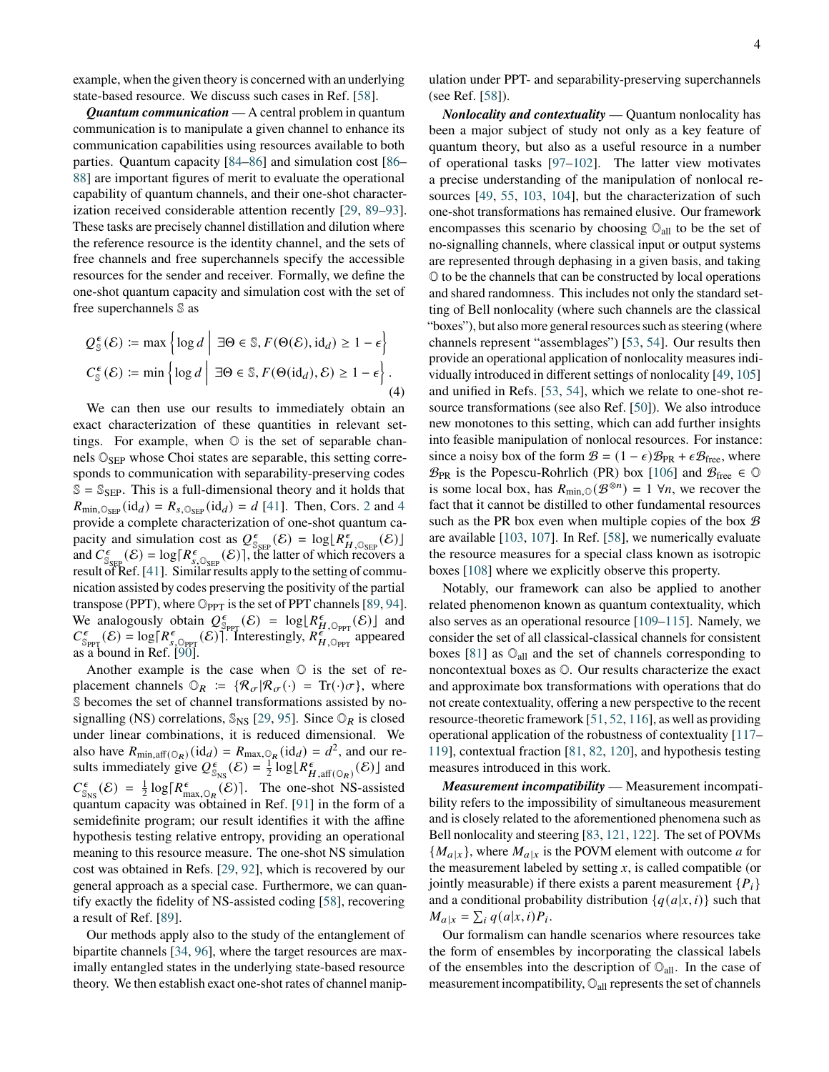example, when the given theory is concerned with an underlying state-based resource. We discuss such cases in Ref. [58].

***Quantum communication*** — A central problem in quantum communication is to manipulate a given channel to enhance its communication capabilities using resources available to both parties. Quantum capacity [84–86] and simulation cost [86–88] are important figures of merit to evaluate the operational capability of quantum channels, and their one-shot characterization received considerable attention recently [29, 89–93]. These tasks are precisely channel distillation and dilution where the reference resource is the identity channel, and the sets of free channels and free superchannels specify the accessible resources for the sender and receiver. Formally, we define the one-shot quantum capacity and simulation cost with the set of free superchannels $\mathbb{S}$ as

$$
\begin{aligned}
Q^{\epsilon}_{\mathbb{S}}(\mathcal{E}) &:= \max\left\{ \log d \;\middle|\; \exists \Theta \in \mathbb{S}, F(\Theta(\mathcal{E}), \mathrm{id}_d) \geq 1-\epsilon \right\} \\
C^{\epsilon}_{\mathbb{S}}(\mathcal{E}) &:= \min\left\{ \log d \;\middle|\; \exists \Theta \in \mathbb{S}, F(\Theta(\mathrm{id}_d), \mathcal{E}) \geq 1-\epsilon \right\}.
\end{aligned}
\tag{4}
$$

We can then use our results to immediately obtain an exact characterization of these quantities in relevant settings. For example, when $\mathbb{O}$ is the set of separable channels $\mathbb{O}_{\mathrm{SEP}}$ whose Choi states are separable, this setting corresponds to communication with separability-preserving codes $\mathbb{S} = \mathbb{S}_{\mathrm{SEP}}$. This is a full-dimensional theory and it holds that $R_{\min,\mathbb{O}_{\mathrm{SEP}}}(\mathrm{id}_d) = R_{s,\mathbb{O}_{\mathrm{SEP}}}(\mathrm{id}_d) = d$ [41]. Then, Cors. 2 and 4 provide a complete characterization of one-shot quantum capacity and simulation cost as $Q^{\epsilon}_{\mathbb{S}_{\mathrm{SEP}}}(\mathcal{E}) = \log\lfloor R^{\epsilon}_{H,\mathbb{O}_{\mathrm{SEP}}}(\mathcal{E})\rfloor$ and $C^{\epsilon}_{\mathbb{S}_{\mathrm{SEP}}}(\mathcal{E}) = \log\lceil R^{\epsilon}_{s,\mathbb{O}_{\mathrm{SEP}}}(\mathcal{E})\rceil$, the latter of which recovers a result of Ref. [41]. Similar results apply to the setting of communication assisted by codes preserving the positivity of the partial transpose (PPT), where $\mathbb{O}_{\mathrm{PPT}}$ is the set of PPT channels [89, 94]. We analogously obtain $Q^{\epsilon}_{\mathbb{S}_{\mathrm{PPT}}}(\mathcal{E}) = \log\lfloor R^{\epsilon}_{H,\mathbb{O}_{\mathrm{PPT}}}(\mathcal{E})\rfloor$ and $C^{\epsilon}_{\mathbb{S}_{\mathrm{PPT}}}(\mathcal{E}) = \log\lceil R^{\epsilon}_{s,\mathbb{O}_{\mathrm{PPT}}}(\mathcal{E})\rceil$. Interestingly, $R^{\epsilon}_{H,\mathbb{O}_{\mathrm{PPT}}}$ appeared as a bound in Ref. [90].

Another example is the case when $\mathbb{O}$ is the set of replacement channels $\mathbb{O}_R := \{\mathcal{R}_\sigma | \mathcal{R}_\sigma(\cdot) = \mathrm{Tr}(\cdot)\sigma\}$, where $\mathbb{S}$ becomes the set of channel transformations assisted by no-signalling (NS) correlations, $\mathbb{S}_{\mathrm{NS}}$ [29, 95]. Since $\mathbb{O}_R$ is closed under linear combinations, it is reduced dimensional. We also have $R_{\min,\mathrm{aff}(\mathbb{O}_R)}(\mathrm{id}_d) = R_{\max,\mathbb{O}_R}(\mathrm{id}_d) = d^2$, and our results immediately give $Q^{\epsilon}_{\mathbb{S}_{\mathrm{NS}}}(\mathcal{E}) = \frac{1}{2}\log\lfloor R^{\epsilon}_{H,\mathrm{aff}(\mathbb{O}_R)}(\mathcal{E})\rfloor$ and $C^{\epsilon}_{\mathbb{S}_{\mathrm{NS}}}(\mathcal{E}) = \frac{1}{2}\log\lceil R^{\epsilon}_{\max,\mathbb{O}_R}(\mathcal{E})\rceil$. The one-shot NS-assisted quantum capacity was obtained in Ref. [91] in the form of a semidefinite program; our result identifies it with the affine hypothesis testing relative entropy, providing an operational meaning to this resource measure. The one-shot NS simulation cost was obtained in Refs. [29, 92], which is recovered by our general approach as a special case. Furthermore, we can quantify exactly the fidelity of NS-assisted coding [58], recovering a result of Ref. [89].

Our methods apply also to the study of the entanglement of bipartite channels [34, 96], where the target resources are maximally entangled states in the underlying state-based resource theory. We then establish exact one-shot rates of channel manipulation under PPT- and separability-preserving superchannels (see Ref. [58]).

***Nonlocality and contextuality*** — Quantum nonlocality has been a major subject of study not only as a key feature of quantum theory, but also as a useful resource in a number of operational tasks [97–102]. The latter view motivates a precise understanding of the manipulation of nonlocal resources [49, 55, 103, 104], but the characterization of such one-shot transformations has remained elusive. Our framework encompasses this scenario by choosing $\mathbb{O}_{\mathrm{all}}$ to be the set of no-signalling channels, where classical input or output systems are represented through dephasing in a given basis, and taking $\mathbb{O}$ to be the channels that can be constructed by local operations and shared randomness. This includes not only the standard setting of Bell nonlocality (where such channels are the classical "boxes"), but also more general resources such as steering (where channels represent "assemblages") [53, 54]. Our results then provide an operational application of nonlocality measures individually introduced in different settings of nonlocality [49, 105] and unified in Refs. [53, 54], which we relate to one-shot resource transformations (see also Ref. [50]). We also introduce new monotones to this setting, which can add further insights into feasible manipulation of nonlocal resources. For instance: since a noisy box of the form $\mathcal{B} = (1-\epsilon)\mathcal{B}_{\mathrm{PR}} + \epsilon\mathcal{B}_{\mathrm{free}}$, where $\mathcal{B}_{\mathrm{PR}}$ is the Popescu-Rohrlich (PR) box [106] and $\mathcal{B}_{\mathrm{free}} \in \mathbb{O}$ is some local box, has $R_{\min,\mathbb{O}}(\mathcal{B}^{\otimes n}) = 1\ \forall n$, we recover the fact that it cannot be distilled to other fundamental resources such as the PR box even when multiple copies of the box $\mathcal{B}$ are available [103, 107]. In Ref. [58], we numerically evaluate the resource measures for a special class known as isotropic boxes [108] where we explicitly observe this property.

Notably, our framework can also be applied to another related phenomenon known as quantum contextuality, which also serves as an operational resource [109–115]. Namely, we consider the set of all classical-classical channels for consistent boxes [81] as $\mathbb{O}_{\mathrm{all}}$ and the set of channels corresponding to noncontextual boxes as $\mathbb{O}$. Our results characterize the exact and approximate box transformations with operations that do not create contextuality, offering a new perspective to the recent resource-theoretic framework [51, 52, 116], as well as providing operational application of the robustness of contextuality [117–119], contextual fraction [81, 82, 120], and hypothesis testing measures introduced in this work.

***Measurement incompatibility*** — Measurement incompatibility refers to the impossibility of simultaneous measurement and is closely related to the aforementioned phenomena such as Bell nonlocality and steering [83, 121, 122]. The set of POVMs $\{M_{a|x}\}$, where $M_{a|x}$ is the POVM element with outcome $a$ for the measurement labeled by setting $x$, is called compatible (or jointly measurable) if there exists a parent measurement $\{P_i\}$ and a conditional probability distribution $\{q(a|x,i)\}$ such that $M_{a|x} = \sum_i q(a|x,i)P_i$.

Our formalism can handle scenarios where resources take the form of ensembles by incorporating the classical labels of the ensembles into the description of $\mathbb{O}_{\mathrm{all}}$. In the case of measurement incompatibility, $\mathbb{O}_{\mathrm{all}}$ represents the set of channels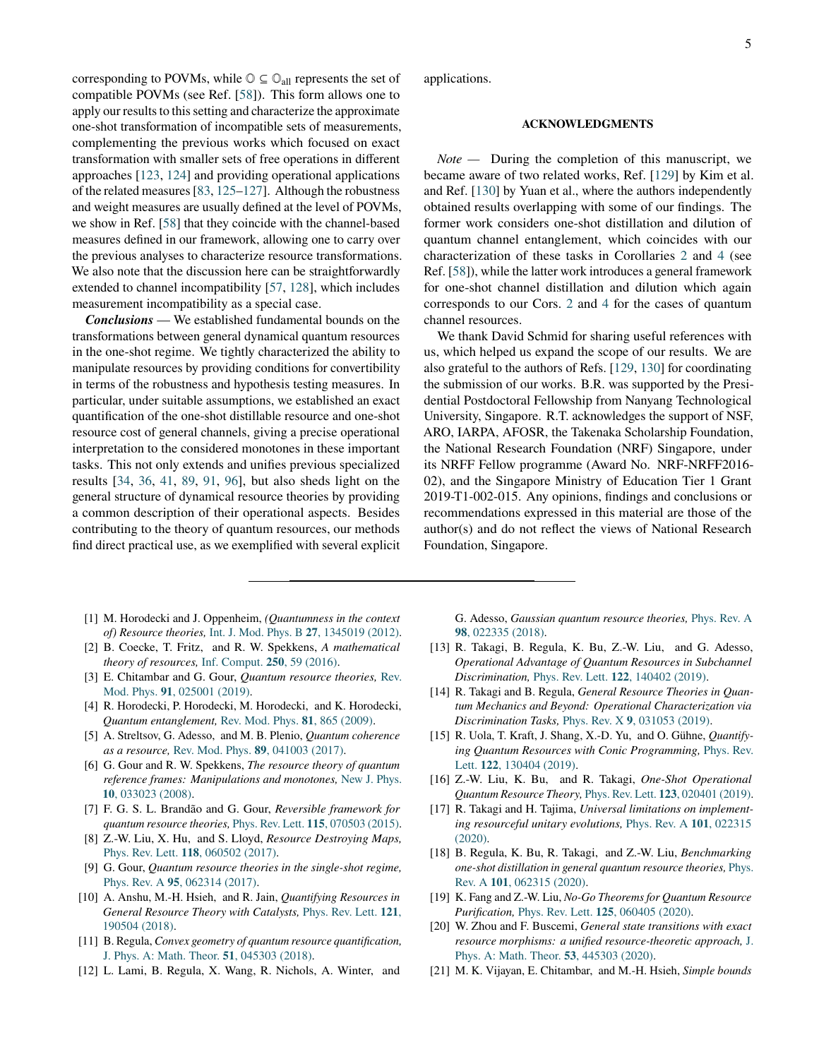corresponding to POVMs, while $\mathbb{O} \subseteq \mathbb{O}_{\text{all}}$ represents the set of compatible POVMs (see Ref. [58]). This form allows one to apply our results to this setting and characterize the approximate one-shot transformation of incompatible sets of measurements, complementing the previous works which focused on exact transformation with smaller sets of free operations in different approaches [123, 124] and providing operational applications of the related measures [83, 125–127]. Although the robustness and weight measures are usually defined at the level of POVMs, we show in Ref. [58] that they coincide with the channel-based measures defined in our framework, allowing one to carry over the previous analyses to characterize resource transformations. We also note that the discussion here can be straightforwardly extended to channel incompatibility [57, 128], which includes measurement incompatibility as a special case.

***Conclusions*** — We established fundamental bounds on the transformations between general dynamical quantum resources in the one-shot regime. We tightly characterized the ability to manipulate resources by providing conditions for convertibility in terms of the robustness and hypothesis testing measures. In particular, under suitable assumptions, we established an exact quantification of the one-shot distillable resource and one-shot resource cost of general channels, giving a precise operational interpretation to the considered monotones in these important tasks. This not only extends and unifies previous specialized results [34, 36, 41, 89, 91, 96], but also sheds light on the general structure of dynamical resource theories by providing a common description of their operational aspects. Besides contributing to the theory of quantum resources, our methods find direct practical use, as we exemplified with several explicit applications.

## ACKNOWLEDGMENTS

*Note* — During the completion of this manuscript, we became aware of two related works, Ref. [129] by Kim et al. and Ref. [130] by Yuan et al., where the authors independently obtained results overlapping with some of our findings. The former work considers one-shot distillation and dilution of quantum channel entanglement, which coincides with our characterization of these tasks in Corollaries 2 and 4 (see Ref. [58]), while the latter work introduces a general framework for one-shot channel distillation and dilution which again corresponds to our Cors. 2 and 4 for the cases of quantum channel resources.

We thank David Schmid for sharing useful references with us, which helped us expand the scope of our results. We are also grateful to the authors of Refs. [129, 130] for coordinating the submission of our works. B.R. was supported by the Presidential Postdoctoral Fellowship from Nanyang Technological University, Singapore. R.T. acknowledges the support of NSF, ARO, IARPA, AFOSR, the Takenaka Scholarship Foundation, the National Research Foundation (NRF) Singapore, under its NRFF Fellow programme (Award No. NRF-NRFF2016-02), and the Singapore Ministry of Education Tier 1 Grant 2019-T1-002-015. Any opinions, findings and conclusions or recommendations expressed in this material are those of the author(s) and do not reflect the views of National Research Foundation, Singapore.

---

[1] M. Horodecki and J. Oppenheim, *(Quantumness in the context of) Resource theories,* Int. J. Mod. Phys. B **27**, 1345019 (2012).

[2] B. Coecke, T. Fritz, and R. W. Spekkens, *A mathematical theory of resources,* Inf. Comput. **250**, 59 (2016).

[3] E. Chitambar and G. Gour, *Quantum resource theories,* Rev. Mod. Phys. **91**, 025001 (2019).

[4] R. Horodecki, P. Horodecki, M. Horodecki, and K. Horodecki, *Quantum entanglement,* Rev. Mod. Phys. **81**, 865 (2009).

[5] A. Streltsov, G. Adesso, and M. B. Plenio, *Quantum coherence as a resource,* Rev. Mod. Phys. **89**, 041003 (2017).

[6] G. Gour and R. W. Spekkens, *The resource theory of quantum reference frames: Manipulations and monotones,* New J. Phys. **10**, 033023 (2008).

[7] F. G. S. L. Brandão and G. Gour, *Reversible framework for quantum resource theories,* Phys. Rev. Lett. **115**, 070503 (2015).

[8] Z.-W. Liu, X. Hu, and S. Lloyd, *Resource Destroying Maps,* Phys. Rev. Lett. **118**, 060502 (2017).

[9] G. Gour, *Quantum resource theories in the single-shot regime,* Phys. Rev. A **95**, 062314 (2017).

[10] A. Anshu, M.-H. Hsieh, and R. Jain, *Quantifying Resources in General Resource Theory with Catalysts,* Phys. Rev. Lett. **121**, 190504 (2018).

[11] B. Regula, *Convex geometry of quantum resource quantification,* J. Phys. A: Math. Theor. **51**, 045303 (2018).

[12] L. Lami, B. Regula, X. Wang, R. Nichols, A. Winter, and G. Adesso, *Gaussian quantum resource theories,* Phys. Rev. A **98**, 022335 (2018).

[13] R. Takagi, B. Regula, K. Bu, Z.-W. Liu, and G. Adesso, *Operational Advantage of Quantum Resources in Subchannel Discrimination,* Phys. Rev. Lett. **122**, 140402 (2019).

[14] R. Takagi and B. Regula, *General Resource Theories in Quantum Mechanics and Beyond: Operational Characterization via Discrimination Tasks,* Phys. Rev. X **9**, 031053 (2019).

[15] R. Uola, T. Kraft, J. Shang, X.-D. Yu, and O. Gühne, *Quantifying Quantum Resources with Conic Programming,* Phys. Rev. Lett. **122**, 130404 (2019).

[16] Z.-W. Liu, K. Bu, and R. Takagi, *One-Shot Operational Quantum Resource Theory,* Phys. Rev. Lett. **123**, 020401 (2019).

[17] R. Takagi and H. Tajima, *Universal limitations on implementing resourceful unitary evolutions,* Phys. Rev. A **101**, 022315 (2020).

[18] B. Regula, K. Bu, R. Takagi, and Z.-W. Liu, *Benchmarking one-shot distillation in general quantum resource theories,* Phys. Rev. A **101**, 062315 (2020).

[19] K. Fang and Z.-W. Liu, *No-Go Theorems for Quantum Resource Purification,* Phys. Rev. Lett. **125**, 060405 (2020).

[20] W. Zhou and F. Buscemi, *General state transitions with exact resource morphisms: a unified resource-theoretic approach,* J. Phys. A: Math. Theor. **53**, 445303 (2020).

[21] M. K. Vijayan, E. Chitambar, and M.-H. Hsieh, *Simple bounds*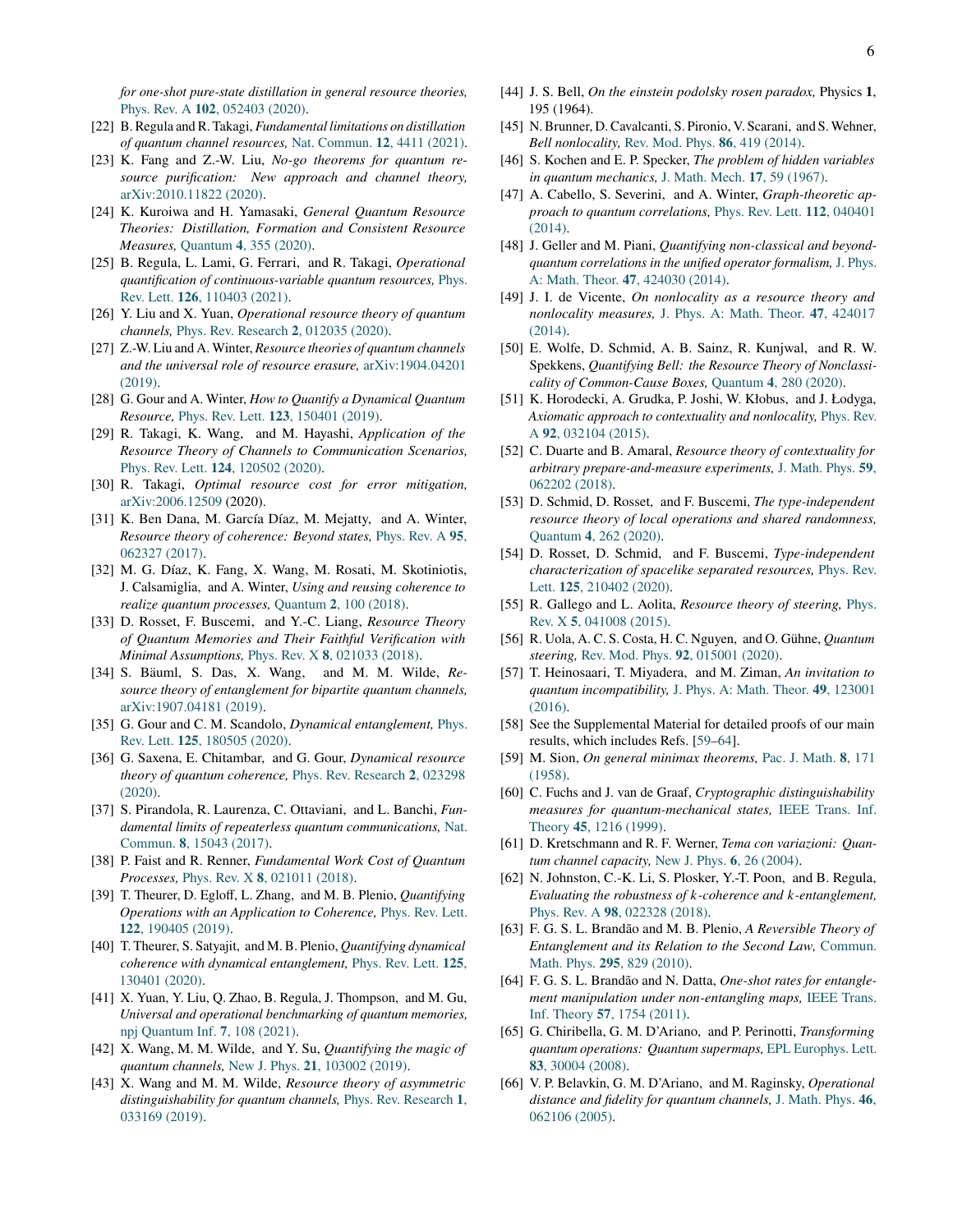*for one-shot pure-state distillation in general resource theories,* Phys. Rev. A **102**, 052403 (2020).

[22] B. Regula and R. Takagi, *Fundamental limitations on distillation of quantum channel resources,* Nat. Commun. **12**, 4411 (2021).

[23] K. Fang and Z.-W. Liu, *No-go theorems for quantum resource purification: New approach and channel theory,* arXiv:2010.11822 (2020).

[24] K. Kuroiwa and H. Yamasaki, *General Quantum Resource Theories: Distillation, Formation and Consistent Resource Measures,* Quantum **4**, 355 (2020).

[25] B. Regula, L. Lami, G. Ferrari, and R. Takagi, *Operational quantification of continuous-variable quantum resources,* Phys. Rev. Lett. **126**, 110403 (2021).

[26] Y. Liu and X. Yuan, *Operational resource theory of quantum channels,* Phys. Rev. Research **2**, 012035 (2020).

[27] Z.-W. Liu and A. Winter, *Resource theories of quantum channels and the universal role of resource erasure,* arXiv:1904.04201 (2019).

[28] G. Gour and A. Winter, *How to Quantify a Dynamical Quantum Resource,* Phys. Rev. Lett. **123**, 150401 (2019).

[29] R. Takagi, K. Wang, and M. Hayashi, *Application of the Resource Theory of Channels to Communication Scenarios,* Phys. Rev. Lett. **124**, 120502 (2020).

[30] R. Takagi, *Optimal resource cost for error mitigation,* arXiv:2006.12509 (2020).

[31] K. Ben Dana, M. García Díaz, M. Mejatty, and A. Winter, *Resource theory of coherence: Beyond states,* Phys. Rev. A **95**, 062327 (2017).

[32] M. G. Díaz, K. Fang, X. Wang, M. Rosati, M. Skotiniotis, J. Calsamiglia, and A. Winter, *Using and reusing coherence to realize quantum processes,* Quantum **2**, 100 (2018).

[33] D. Rosset, F. Buscemi, and Y.-C. Liang, *Resource Theory of Quantum Memories and Their Faithful Verification with Minimal Assumptions,* Phys. Rev. X **8**, 021033 (2018).

[34] S. Bäuml, S. Das, X. Wang, and M. M. Wilde, *Resource theory of entanglement for bipartite quantum channels,* arXiv:1907.04181 (2019).

[35] G. Gour and C. M. Scandolo, *Dynamical entanglement,* Phys. Rev. Lett. **125**, 180505 (2020).

[36] G. Saxena, E. Chitambar, and G. Gour, *Dynamical resource theory of quantum coherence,* Phys. Rev. Research **2**, 023298 (2020).

[37] S. Pirandola, R. Laurenza, C. Ottaviani, and L. Banchi, *Fundamental limits of repeaterless quantum communications,* Nat. Commun. **8**, 15043 (2017).

[38] P. Faist and R. Renner, *Fundamental Work Cost of Quantum Processes,* Phys. Rev. X **8**, 021011 (2018).

[39] T. Theurer, D. Egloff, L. Zhang, and M. B. Plenio, *Quantifying Operations with an Application to Coherence,* Phys. Rev. Lett. **122**, 190405 (2019).

[40] T. Theurer, S. Satyajit, and M. B. Plenio, *Quantifying dynamical coherence with dynamical entanglement,* Phys. Rev. Lett. **125**, 130401 (2020).

[41] X. Yuan, Y. Liu, Q. Zhao, B. Regula, J. Thompson, and M. Gu, *Universal and operational benchmarking of quantum memories,* npj Quantum Inf. **7**, 108 (2021).

[42] X. Wang, M. M. Wilde, and Y. Su, *Quantifying the magic of quantum channels,* New J. Phys. **21**, 103002 (2019).

[43] X. Wang and M. M. Wilde, *Resource theory of asymmetric distinguishability for quantum channels,* Phys. Rev. Research **1**, 033169 (2019).

[44] J. S. Bell, *On the einstein podolsky rosen paradox,* Physics **1**, 195 (1964).

[45] N. Brunner, D. Cavalcanti, S. Pironio, V. Scarani, and S. Wehner, *Bell nonlocality,* Rev. Mod. Phys. **86**, 419 (2014).

[46] S. Kochen and E. P. Specker, *The problem of hidden variables in quantum mechanics,* J. Math. Mech. **17**, 59 (1967).

[47] A. Cabello, S. Severini, and A. Winter, *Graph-theoretic approach to quantum correlations,* Phys. Rev. Lett. **112**, 040401 (2014).

[48] J. Geller and M. Piani, *Quantifying non-classical and beyond-quantum correlations in the unified operator formalism,* J. Phys. A: Math. Theor. **47**, 424030 (2014).

[49] J. I. de Vicente, *On nonlocality as a resource theory and nonlocality measures,* J. Phys. A: Math. Theor. **47**, 424017 (2014).

[50] E. Wolfe, D. Schmid, A. B. Sainz, R. Kunjwal, and R. W. Spekkens, *Quantifying Bell: the Resource Theory of Nonclassicality of Common-Cause Boxes,* Quantum **4**, 280 (2020).

[51] K. Horodecki, A. Grudka, P. Joshi, W. Kłobus, and J. Łodyga, *Axiomatic approach to contextuality and nonlocality,* Phys. Rev. A **92**, 032104 (2015).

[52] C. Duarte and B. Amaral, *Resource theory of contextuality for arbitrary prepare-and-measure experiments,* J. Math. Phys. **59**, 062202 (2018).

[53] D. Schmid, D. Rosset, and F. Buscemi, *The type-independent resource theory of local operations and shared randomness,* Quantum **4**, 262 (2020).

[54] D. Rosset, D. Schmid, and F. Buscemi, *Type-independent characterization of spacelike separated resources,* Phys. Rev. Lett. **125**, 210402 (2020).

[55] R. Gallego and L. Aolita, *Resource theory of steering,* Phys. Rev. X **5**, 041008 (2015).

[56] R. Uola, A. C. S. Costa, H. C. Nguyen, and O. Gühne, *Quantum steering,* Rev. Mod. Phys. **92**, 015001 (2020).

[57] T. Heinosaari, T. Miyadera, and M. Ziman, *An invitation to quantum incompatibility,* J. Phys. A: Math. Theor. **49**, 123001 (2016).

[58] See the Supplemental Material for detailed proofs of our main results, which includes Refs. [59–64].

[59] M. Sion, *On general minimax theorems,* Pac. J. Math. **8**, 171 (1958).

[60] C. Fuchs and J. van de Graaf, *Cryptographic distinguishability measures for quantum-mechanical states,* IEEE Trans. Inf. Theory **45**, 1216 (1999).

[61] D. Kretschmann and R. F. Werner, *Tema con variazioni: Quantum channel capacity,* New J. Phys. **6**, 26 (2004).

[62] N. Johnston, C.-K. Li, S. Plosker, Y.-T. Poon, and B. Regula, *Evaluating the robustness of k-coherence and k-entanglement,* Phys. Rev. A **98**, 022328 (2018).

[63] F. G. S. L. Brandão and M. B. Plenio, *A Reversible Theory of Entanglement and its Relation to the Second Law,* Commun. Math. Phys. **295**, 829 (2010).

[64] F. G. S. L. Brandão and N. Datta, *One-shot rates for entanglement manipulation under non-entangling maps,* IEEE Trans. Inf. Theory **57**, 1754 (2011).

[65] G. Chiribella, G. M. D'Ariano, and P. Perinotti, *Transforming quantum operations: Quantum supermaps,* EPL Europhys. Lett. **83**, 30004 (2008).

[66] V. P. Belavkin, G. M. D'Ariano, and M. Raginsky, *Operational distance and fidelity for quantum channels,* J. Math. Phys. **46**, 062106 (2005).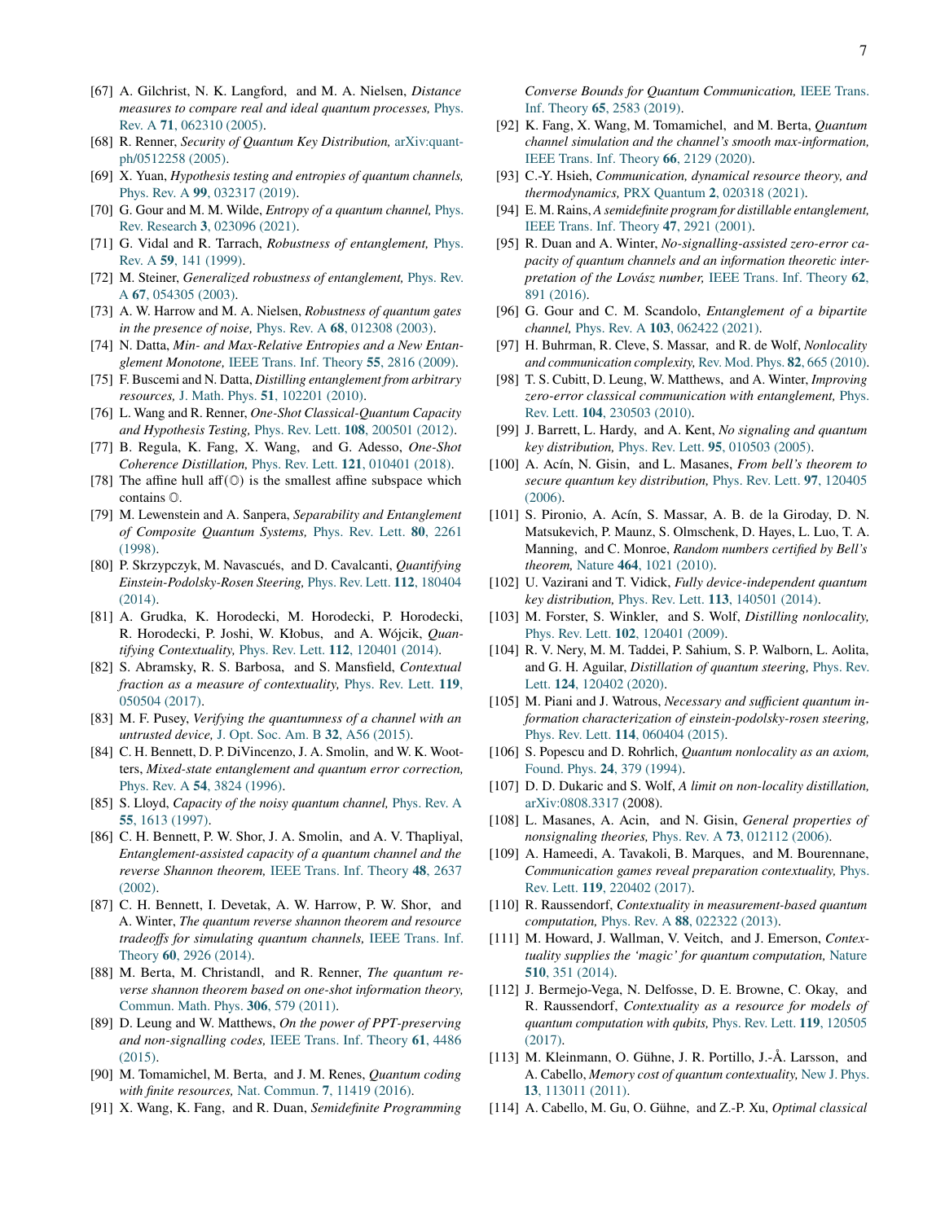[67] A. Gilchrist, N. K. Langford, and M. A. Nielsen, *Distance measures to compare real and ideal quantum processes,* Phys. Rev. A **71**, 062310 (2005).

[68] R. Renner, *Security of Quantum Key Distribution,* arXiv:quant-ph/0512258 (2005).

[69] X. Yuan, *Hypothesis testing and entropies of quantum channels,* Phys. Rev. A **99**, 032317 (2019).

[70] G. Gour and M. M. Wilde, *Entropy of a quantum channel,* Phys. Rev. Research **3**, 023096 (2021).

[71] G. Vidal and R. Tarrach, *Robustness of entanglement,* Phys. Rev. A **59**, 141 (1999).

[72] M. Steiner, *Generalized robustness of entanglement,* Phys. Rev. A **67**, 054305 (2003).

[73] A. W. Harrow and M. A. Nielsen, *Robustness of quantum gates in the presence of noise,* Phys. Rev. A **68**, 012308 (2003).

[74] N. Datta, *Min- and Max-Relative Entropies and a New Entanglement Monotone,* IEEE Trans. Inf. Theory **55**, 2816 (2009).

[75] F. Buscemi and N. Datta, *Distilling entanglement from arbitrary resources,* J. Math. Phys. **51**, 102201 (2010).

[76] L. Wang and R. Renner, *One-Shot Classical-Quantum Capacity and Hypothesis Testing,* Phys. Rev. Lett. **108**, 200501 (2012).

[77] B. Regula, K. Fang, X. Wang, and G. Adesso, *One-Shot Coherence Distillation,* Phys. Rev. Lett. **121**, 010401 (2018).

[78] The affine hull $\mathrm{aff}(\mathbb{O})$ is the smallest affine subspace which contains $\mathbb{O}$.

[79] M. Lewenstein and A. Sanpera, *Separability and Entanglement of Composite Quantum Systems,* Phys. Rev. Lett. **80**, 2261 (1998).

[80] P. Skrzypczyk, M. Navascués, and D. Cavalcanti, *Quantifying Einstein-Podolsky-Rosen Steering,* Phys. Rev. Lett. **112**, 180404 (2014).

[81] A. Grudka, K. Horodecki, M. Horodecki, P. Horodecki, R. Horodecki, P. Joshi, W. Kłobus, and A. Wójcik, *Quantifying Contextuality,* Phys. Rev. Lett. **112**, 120401 (2014).

[82] S. Abramsky, R. S. Barbosa, and S. Mansfield, *Contextual fraction as a measure of contextuality,* Phys. Rev. Lett. **119**, 050504 (2017).

[83] M. F. Pusey, *Verifying the quantumness of a channel with an untrusted device,* J. Opt. Soc. Am. B **32**, A56 (2015).

[84] C. H. Bennett, D. P. DiVincenzo, J. A. Smolin, and W. K. Wootters, *Mixed-state entanglement and quantum error correction,* Phys. Rev. A **54**, 3824 (1996).

[85] S. Lloyd, *Capacity of the noisy quantum channel,* Phys. Rev. A **55**, 1613 (1997).

[86] C. H. Bennett, P. W. Shor, J. A. Smolin, and A. V. Thapliyal, *Entanglement-assisted capacity of a quantum channel and the reverse Shannon theorem,* IEEE Trans. Inf. Theory **48**, 2637 (2002).

[87] C. H. Bennett, I. Devetak, A. W. Harrow, P. W. Shor, and A. Winter, *The quantum reverse shannon theorem and resource tradeoffs for simulating quantum channels,* IEEE Trans. Inf. Theory **60**, 2926 (2014).

[88] M. Berta, M. Christandl, and R. Renner, *The quantum reverse shannon theorem based on one-shot information theory,* Commun. Math. Phys. **306**, 579 (2011).

[89] D. Leung and W. Matthews, *On the power of PPT-preserving and non-signalling codes,* IEEE Trans. Inf. Theory **61**, 4486 (2015).

[90] M. Tomamichel, M. Berta, and J. M. Renes, *Quantum coding with finite resources,* Nat. Commun. **7**, 11419 (2016).

[91] X. Wang, K. Fang, and R. Duan, *Semidefinite Programming Converse Bounds for Quantum Communication,* IEEE Trans. Inf. Theory **65**, 2583 (2019).

[92] K. Fang, X. Wang, M. Tomamichel, and M. Berta, *Quantum channel simulation and the channel's smooth max-information,* IEEE Trans. Inf. Theory **66**, 2129 (2020).

[93] C.-Y. Hsieh, *Communication, dynamical resource theory, and thermodynamics,* PRX Quantum **2**, 020318 (2021).

[94] E. M. Rains, *A semidefinite program for distillable entanglement,* IEEE Trans. Inf. Theory **47**, 2921 (2001).

[95] R. Duan and A. Winter, *No-signalling-assisted zero-error capacity of quantum channels and an information theoretic interpretation of the Lovász number,* IEEE Trans. Inf. Theory **62**, 891 (2016).

[96] G. Gour and C. M. Scandolo, *Entanglement of a bipartite channel,* Phys. Rev. A **103**, 062422 (2021).

[97] H. Buhrman, R. Cleve, S. Massar, and R. de Wolf, *Nonlocality and communication complexity,* Rev. Mod. Phys. **82**, 665 (2010).

[98] T. S. Cubitt, D. Leung, W. Matthews, and A. Winter, *Improving zero-error classical communication with entanglement,* Phys. Rev. Lett. **104**, 230503 (2010).

[99] J. Barrett, L. Hardy, and A. Kent, *No signaling and quantum key distribution,* Phys. Rev. Lett. **95**, 010503 (2005).

[100] A. Acín, N. Gisin, and L. Masanes, *From bell's theorem to secure quantum key distribution,* Phys. Rev. Lett. **97**, 120405 (2006).

[101] S. Pironio, A. Acín, S. Massar, A. B. de la Giroday, D. N. Matsukevich, P. Maunz, S. Olmschenk, D. Hayes, L. Luo, T. A. Manning, and C. Monroe, *Random numbers certified by Bell's theorem,* Nature **464**, 1021 (2010).

[102] U. Vazirani and T. Vidick, *Fully device-independent quantum key distribution,* Phys. Rev. Lett. **113**, 140501 (2014).

[103] M. Forster, S. Winkler, and S. Wolf, *Distilling nonlocality,* Phys. Rev. Lett. **102**, 120401 (2009).

[104] R. V. Nery, M. M. Taddei, P. Sahium, S. P. Walborn, L. Aolita, and G. H. Aguilar, *Distillation of quantum steering,* Phys. Rev. Lett. **124**, 120402 (2020).

[105] M. Piani and J. Watrous, *Necessary and sufficient quantum information characterization of einstein-podolsky-rosen steering,* Phys. Rev. Lett. **114**, 060404 (2015).

[106] S. Popescu and D. Rohrlich, *Quantum nonlocality as an axiom,* Found. Phys. **24**, 379 (1994).

[107] D. D. Dukaric and S. Wolf, *A limit on non-locality distillation,* arXiv:0808.3317 (2008).

[108] L. Masanes, A. Acin, and N. Gisin, *General properties of nonsignaling theories,* Phys. Rev. A **73**, 012112 (2006).

[109] A. Hameedi, A. Tavakoli, B. Marques, and M. Bourennane, *Communication games reveal preparation contextuality,* Phys. Rev. Lett. **119**, 220402 (2017).

[110] R. Raussendorf, *Contextuality in measurement-based quantum computation,* Phys. Rev. A **88**, 022322 (2013).

[111] M. Howard, J. Wallman, V. Veitch, and J. Emerson, *Contextuality supplies the 'magic' for quantum computation,* Nature **510**, 351 (2014).

[112] J. Bermejo-Vega, N. Delfosse, D. E. Browne, C. Okay, and R. Raussendorf, *Contextuality as a resource for models of quantum computation with qubits,* Phys. Rev. Lett. **119**, 120505 (2017).

[113] M. Kleinmann, O. Gühne, J. R. Portillo, J.-Å. Larsson, and A. Cabello, *Memory cost of quantum contextuality,* New J. Phys. **13**, 113011 (2011).

[114] A. Cabello, M. Gu, O. Gühne, and Z.-P. Xu, *Optimal classical*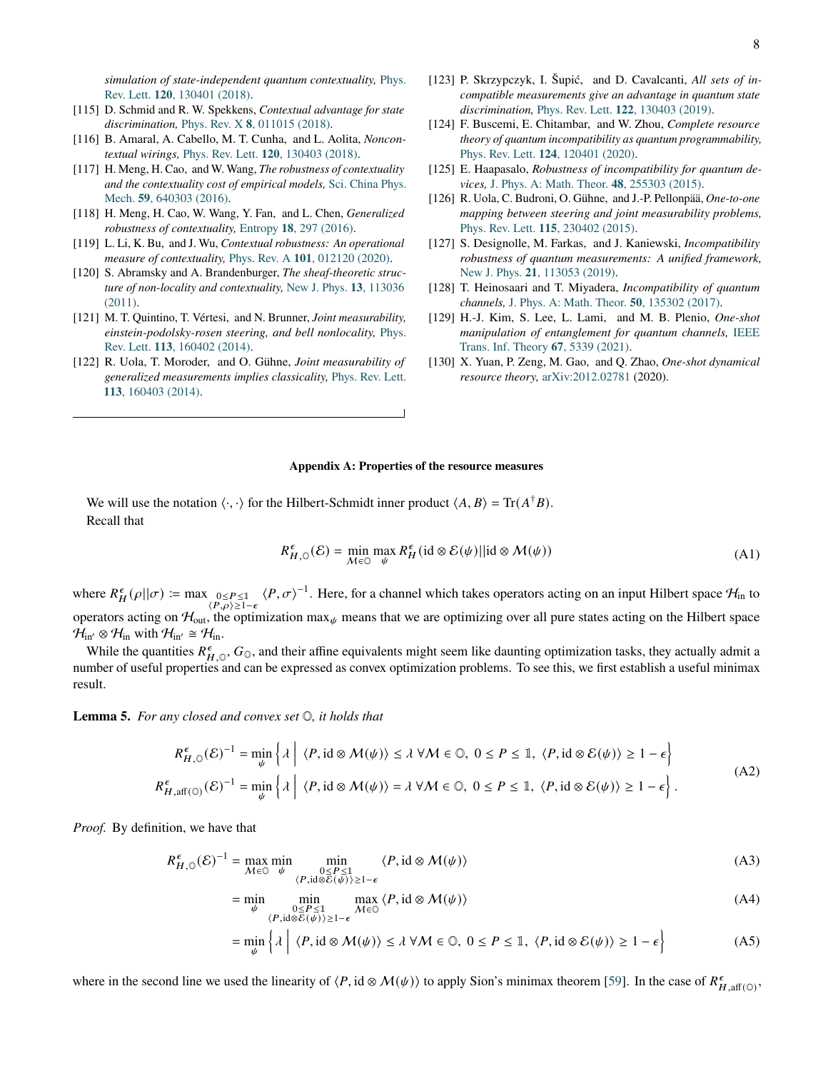*simulation of state-independent quantum contextuality,* Phys. Rev. Lett. **120**, 130401 (2018).

[115] D. Schmid and R. W. Spekkens, *Contextual advantage for state discrimination,* Phys. Rev. X **8**, 011015 (2018).

[116] B. Amaral, A. Cabello, M. T. Cunha, and L. Aolita, *Noncontextual wirings,* Phys. Rev. Lett. **120**, 130403 (2018).

[117] H. Meng, H. Cao, and W. Wang, *The robustness of contextuality and the contextuality cost of empirical models,* Sci. China Phys. Mech. **59**, 640303 (2016).

[118] H. Meng, H. Cao, W. Wang, Y. Fan, and L. Chen, *Generalized robustness of contextuality,* Entropy **18**, 297 (2016).

[119] L. Li, K. Bu, and J. Wu, *Contextual robustness: An operational measure of contextuality,* Phys. Rev. A **101**, 012120 (2020).

[120] S. Abramsky and A. Brandenburger, *The sheaf-theoretic structure of non-locality and contextuality,* New J. Phys. **13**, 113036 (2011).

[121] M. T. Quintino, T. Vértesi, and N. Brunner, *Joint measurability, einstein-podolsky-rosen steering, and bell nonlocality,* Phys. Rev. Lett. **113**, 160402 (2014).

[122] R. Uola, T. Moroder, and O. Gühne, *Joint measurability of generalized measurements implies classicality,* Phys. Rev. Lett. **113**, 160403 (2014).

[123] P. Skrzypczyk, I. Šupić, and D. Cavalcanti, *All sets of incompatible measurements give an advantage in quantum state discrimination,* Phys. Rev. Lett. **122**, 130403 (2019).

[124] F. Buscemi, E. Chitambar, and W. Zhou, *Complete resource theory of quantum incompatibility as quantum programmability,* Phys. Rev. Lett. **124**, 120401 (2020).

[125] E. Haapasalo, *Robustness of incompatibility for quantum devices,* J. Phys. A: Math. Theor. **48**, 255303 (2015).

[126] R. Uola, C. Budroni, O. Gühne, and J.-P. Pellonpää, *One-to-one mapping between steering and joint measurability problems,* Phys. Rev. Lett. **115**, 230402 (2015).

[127] S. Designolle, M. Farkas, and J. Kaniewski, *Incompatibility robustness of quantum measurements: A unified framework,* New J. Phys. **21**, 113053 (2019).

[128] T. Heinosaari and T. Miyadera, *Incompatibility of quantum channels,* J. Phys. A: Math. Theor. **50**, 135302 (2017).

[129] H.-J. Kim, S. Lee, L. Lami, and M. B. Plenio, *One-shot manipulation of entanglement for quantum channels,* IEEE Trans. Inf. Theory **67**, 5339 (2021).

[130] X. Yuan, P. Zeng, M. Gao, and Q. Zhao, *One-shot dynamical resource theory,* arXiv:2012.02781 (2020).

## Appendix A: Properties of the resource measures

We will use the notation $\langle \cdot, \cdot \rangle$ for the Hilbert-Schmidt inner product $\langle A, B \rangle = \mathrm{Tr}(A^\dagger B)$.

Recall that

$$R^\epsilon_{H,\mathbb{O}}(\mathcal{E}) = \min_{\mathcal{M}\in\mathbb{O}} \max_{\psi} R^\epsilon_H(\mathrm{id}\otimes\mathcal{E}(\psi)||\mathrm{id}\otimes\mathcal{M}(\psi)) \tag{A1}$$

where $R^\epsilon_H(\rho||\sigma) := \max_{\substack{0\le P\le \mathbb{1} \\ \langle P,\rho\rangle \ge 1-\epsilon}} \langle P, \sigma\rangle^{-1}$. Here, for a channel which takes operators acting on an input Hilbert space $\mathcal{H}_{\mathrm{in}}$ to operators acting on $\mathcal{H}_{\mathrm{out}}$, the optimization $\max_\psi$ means that we are optimizing over all pure states acting on the Hilbert space $\mathcal{H}_{\mathrm{in}'}\otimes\mathcal{H}_{\mathrm{in}}$ with $\mathcal{H}_{\mathrm{in}'}\cong\mathcal{H}_{\mathrm{in}}$.

While the quantities $R^\epsilon_{H,\mathbb{O}}$, $G_{\mathbb{O}}$, and their affine equivalents might seem like daunting optimization tasks, they actually admit a number of useful properties and can be expressed as convex optimization problems. To see this, we first establish a useful minimax result.

**Lemma 5.** *For any closed and convex set $\mathbb{O}$, it holds that*

$$\begin{aligned}
R^\epsilon_{H,\mathbb{O}}(\mathcal{E})^{-1} &= \min_\psi \left\{ \lambda \;\middle|\; \langle P, \mathrm{id}\otimes\mathcal{M}(\psi)\rangle \le \lambda \;\forall \mathcal{M}\in\mathbb{O},\; 0\le P\le\mathbb{1},\; \langle P,\mathrm{id}\otimes\mathcal{E}(\psi)\rangle \ge 1-\epsilon \right\} \\
R^\epsilon_{H,\mathrm{aff}(\mathbb{O})}(\mathcal{E})^{-1} &= \min_\psi \left\{ \lambda \;\middle|\; \langle P, \mathrm{id}\otimes\mathcal{M}(\psi)\rangle = \lambda \;\forall \mathcal{M}\in\mathbb{O},\; 0\le P\le\mathbb{1},\; \langle P,\mathrm{id}\otimes\mathcal{E}(\psi)\rangle \ge 1-\epsilon \right\}.
\end{aligned} \tag{A2}$$

*Proof.* By definition, we have that

$$R^\epsilon_{H,\mathbb{O}}(\mathcal{E})^{-1} = \max_{\mathcal{M}\in\mathbb{O}} \min_\psi \min_{\substack{0\le P\le\mathbb{1} \\ \langle P,\mathrm{id}\otimes\mathcal{E}(\psi)\rangle\ge 1-\epsilon}} \langle P, \mathrm{id}\otimes\mathcal{M}(\psi)\rangle \tag{A3}$$

$$= \min_\psi \min_{\substack{0\le P\le\mathbb{1} \\ \langle P,\mathrm{id}\otimes\mathcal{E}(\psi)\rangle\ge 1-\epsilon}} \max_{\mathcal{M}\in\mathbb{O}} \langle P, \mathrm{id}\otimes\mathcal{M}(\psi)\rangle \tag{A4}$$

$$= \min_\psi \left\{ \lambda \;\middle|\; \langle P, \mathrm{id}\otimes\mathcal{M}(\psi)\rangle \le \lambda \;\forall \mathcal{M}\in\mathbb{O},\; 0\le P\le\mathbb{1},\; \langle P,\mathrm{id}\otimes\mathcal{E}(\psi)\rangle \ge 1-\epsilon \right\} \tag{A5}$$

where in the second line we used the linearity of $\langle P, \mathrm{id}\otimes\mathcal{M}(\psi)\rangle$ to apply Sion's minimax theorem [59]. In the case of $R^\epsilon_{H,\mathrm{aff}(\mathbb{O})}$,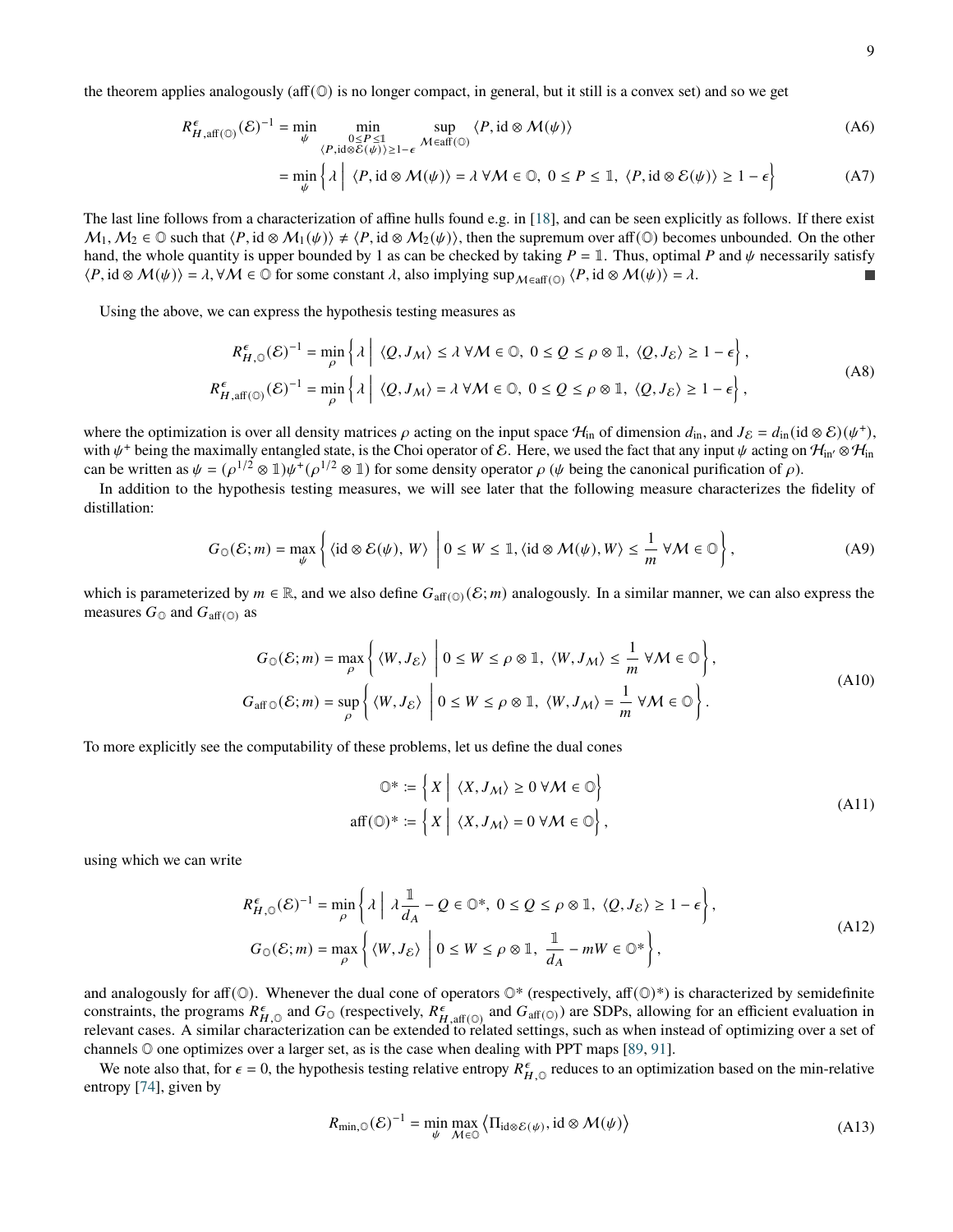the theorem applies analogously (aff($\mathbb{O}$) is no longer compact, in general, but it still is a convex set) and so we get

$$R^{\epsilon}_{H,\mathrm{aff}(\mathbb{O})}(\mathcal{E})^{-1} = \min_{\psi} \min_{\substack{0 \le P \le \mathbb{1} \\ \langle P, \mathrm{id}\otimes\mathcal{E}(\psi)\rangle \ge 1-\epsilon}} \sup_{\mathcal{M}\in\mathrm{aff}(\mathbb{O})} \langle P, \mathrm{id}\otimes\mathcal{M}(\psi)\rangle \tag{A6}$$

$$= \min_{\psi} \left\{ \lambda \;\middle|\; \langle P, \mathrm{id}\otimes\mathcal{M}(\psi)\rangle = \lambda \;\forall \mathcal{M}\in\mathbb{O},\; 0 \le P \le \mathbb{1},\; \langle P, \mathrm{id}\otimes\mathcal{E}(\psi)\rangle \ge 1-\epsilon \right\} \tag{A7}$$

The last line follows from a characterization of affine hulls found e.g. in [18], and can be seen explicitly as follows. If there exist $\mathcal{M}_1, \mathcal{M}_2 \in \mathbb{O}$ such that $\langle P, \mathrm{id}\otimes\mathcal{M}_1(\psi)\rangle \neq \langle P, \mathrm{id}\otimes\mathcal{M}_2(\psi)\rangle$, then the supremum over aff($\mathbb{O}$) becomes unbounded. On the other hand, the whole quantity is upper bounded by 1 as can be checked by taking $P = \mathbb{1}$. Thus, optimal $P$ and $\psi$ necessarily satisfy $\langle P, \mathrm{id}\otimes\mathcal{M}(\psi)\rangle = \lambda, \forall \mathcal{M}\in\mathbb{O}$ for some constant $\lambda$, also implying $\sup_{\mathcal{M}\in\mathrm{aff}(\mathbb{O})}\langle P, \mathrm{id}\otimes\mathcal{M}(\psi)\rangle = \lambda$. ■

Using the above, we can express the hypothesis testing measures as

$$\begin{aligned} R^{\epsilon}_{H,\mathbb{O}}(\mathcal{E})^{-1} &= \min_{\rho} \left\{ \lambda \;\middle|\; \langle Q, J_{\mathcal{M}}\rangle \le \lambda \;\forall \mathcal{M}\in\mathbb{O},\; 0 \le Q \le \rho\otimes\mathbb{1},\; \langle Q, J_{\mathcal{E}}\rangle \ge 1-\epsilon \right\}, \\ R^{\epsilon}_{H,\mathrm{aff}(\mathbb{O})}(\mathcal{E})^{-1} &= \min_{\rho} \left\{ \lambda \;\middle|\; \langle Q, J_{\mathcal{M}}\rangle = \lambda \;\forall \mathcal{M}\in\mathbb{O},\; 0 \le Q \le \rho\otimes\mathbb{1},\; \langle Q, J_{\mathcal{E}}\rangle \ge 1-\epsilon \right\}, \end{aligned} \tag{A8}$$

where the optimization is over all density matrices $\rho$ acting on the input space $\mathcal{H}_{\mathrm{in}}$ of dimension $d_{\mathrm{in}}$, and $J_{\mathcal{E}} = d_{\mathrm{in}}(\mathrm{id}\otimes\mathcal{E})(\psi^+)$, with $\psi^+$ being the maximally entangled state, is the Choi operator of $\mathcal{E}$. Here, we used the fact that any input $\psi$ acting on $\mathcal{H}_{\mathrm{in}'}\otimes\mathcal{H}_{\mathrm{in}}$ can be written as $\psi = (\rho^{1/2}\otimes\mathbb{1})\psi^+(\rho^{1/2}\otimes\mathbb{1})$ for some density operator $\rho$ ($\psi$ being the canonical purification of $\rho$).

In addition to the hypothesis testing measures, we will see later that the following measure characterizes the fidelity of distillation:

$$G_{\mathbb{O}}(\mathcal{E}; m) = \max_{\psi} \left\{ \langle \mathrm{id}\otimes\mathcal{E}(\psi),\, W\rangle \;\middle|\; 0 \le W \le \mathbb{1}, \langle \mathrm{id}\otimes\mathcal{M}(\psi), W\rangle \le \frac{1}{m} \;\forall \mathcal{M}\in\mathbb{O} \right\}, \tag{A9}$$

which is parameterized by $m \in \mathbb{R}$, and we also define $G_{\mathrm{aff}(\mathbb{O})}(\mathcal{E}; m)$ analogously. In a similar manner, we can also express the measures $G_{\mathbb{O}}$ and $G_{\mathrm{aff}(\mathbb{O})}$ as

$$\begin{aligned} G_{\mathbb{O}}(\mathcal{E}; m) &= \max_{\rho} \left\{ \langle W, J_{\mathcal{E}}\rangle \;\middle|\; 0 \le W \le \rho\otimes\mathbb{1},\; \langle W, J_{\mathcal{M}}\rangle \le \frac{1}{m} \;\forall \mathcal{M}\in\mathbb{O} \right\}, \\ G_{\mathrm{aff}\,\mathbb{O}}(\mathcal{E}; m) &= \sup_{\rho} \left\{ \langle W, J_{\mathcal{E}}\rangle \;\middle|\; 0 \le W \le \rho\otimes\mathbb{1},\; \langle W, J_{\mathcal{M}}\rangle = \frac{1}{m} \;\forall \mathcal{M}\in\mathbb{O} \right\}. \end{aligned} \tag{A10}$$

To more explicitly see the computability of these problems, let us define the dual cones

$$\begin{aligned} \mathbb{O}^* &:= \left\{ X \;\middle|\; \langle X, J_{\mathcal{M}}\rangle \ge 0 \;\forall \mathcal{M}\in\mathbb{O} \right\} \\ \mathrm{aff}(\mathbb{O})^* &:= \left\{ X \;\middle|\; \langle X, J_{\mathcal{M}}\rangle = 0 \;\forall \mathcal{M}\in\mathbb{O} \right\}, \end{aligned} \tag{A11}$$

using which we can write

$$\begin{aligned} R^{\epsilon}_{H,\mathbb{O}}(\mathcal{E})^{-1} &= \min_{\rho} \left\{ \lambda \;\middle|\; \lambda\frac{\mathbb{1}}{d_A} - Q \in \mathbb{O}^*,\; 0 \le Q \le \rho\otimes\mathbb{1},\; \langle Q, J_{\mathcal{E}}\rangle \ge 1-\epsilon \right\}, \\ G_{\mathbb{O}}(\mathcal{E}; m) &= \max_{\rho} \left\{ \langle W, J_{\mathcal{E}}\rangle \;\middle|\; 0 \le W \le \rho\otimes\mathbb{1},\; \frac{\mathbb{1}}{d_A} - mW \in \mathbb{O}^* \right\}, \end{aligned} \tag{A12}$$

and analogously for aff($\mathbb{O}$). Whenever the dual cone of operators $\mathbb{O}^*$ (respectively, aff($\mathbb{O}$)$^*$) is characterized by semidefinite constraints, the programs $R^{\epsilon}_{H,\mathbb{O}}$ and $G_{\mathbb{O}}$ (respectively, $R^{\epsilon}_{H,\mathrm{aff}(\mathbb{O})}$ and $G_{\mathrm{aff}(\mathbb{O})}$) are SDPs, allowing for an efficient evaluation in relevant cases. A similar characterization can be extended to related settings, such as when instead of optimizing over a set of channels $\mathbb{O}$ one optimizes over a larger set, as is the case when dealing with PPT maps [89, 91].

We note also that, for $\epsilon = 0$, the hypothesis testing relative entropy $R^{\epsilon}_{H,\mathbb{O}}$ reduces to an optimization based on the min-relative entropy [74], given by

$$R_{\min,\mathbb{O}}(\mathcal{E})^{-1} = \min_{\psi} \max_{\mathcal{M}\in\mathbb{O}} \left\langle \Pi_{\mathrm{id}\otimes\mathcal{E}(\psi)}, \mathrm{id}\otimes\mathcal{M}(\psi) \right\rangle \tag{A13}$$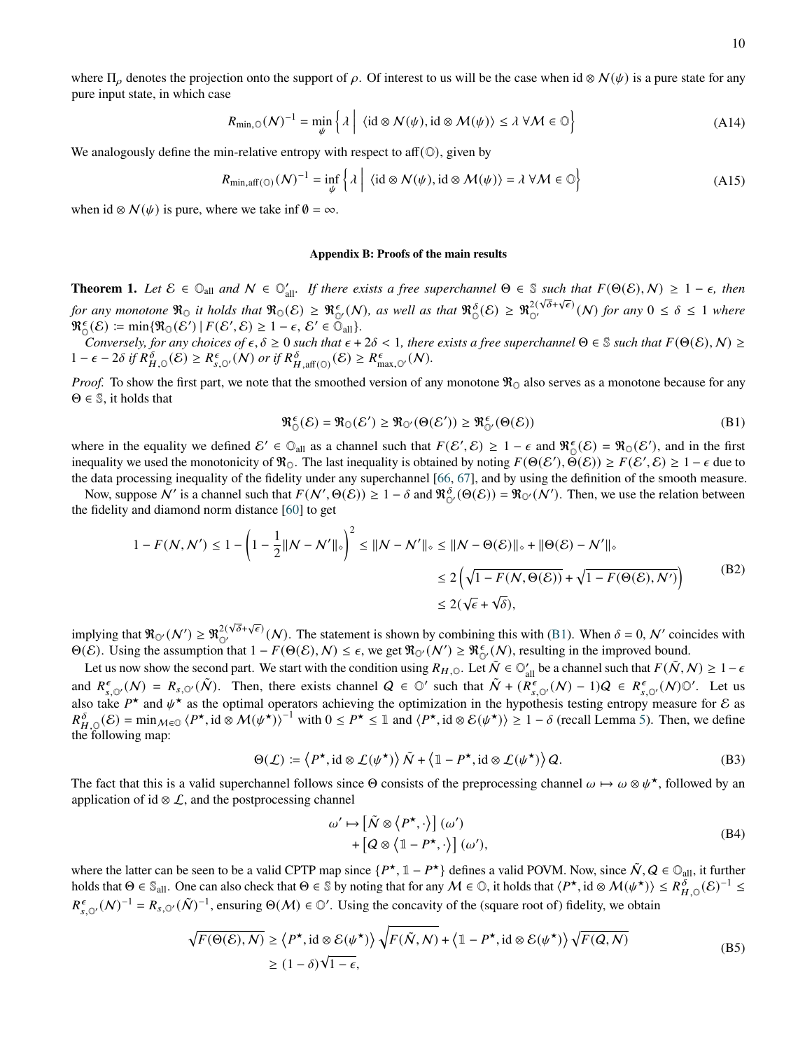where $\Pi_\rho$ denotes the projection onto the support of $\rho$. Of interest to us will be the case when $\mathrm{id} \otimes \mathcal{N}(\psi)$ is a pure state for any pure input state, in which case

$$R_{\min,\mathbb{O}}(\mathcal{N})^{-1} = \min_{\psi} \left\{ \lambda \;\middle|\; \langle \mathrm{id} \otimes \mathcal{N}(\psi), \mathrm{id} \otimes \mathcal{M}(\psi) \rangle \le \lambda \;\forall \mathcal{M} \in \mathbb{O} \right\} \tag{A14}$$

We analogously define the min-relative entropy with respect to $\mathrm{aff}(\mathbb{O})$, given by

$$R_{\min,\mathrm{aff}(\mathbb{O})}(\mathcal{N})^{-1} = \inf_{\psi} \left\{ \lambda \;\middle|\; \langle \mathrm{id} \otimes \mathcal{N}(\psi), \mathrm{id} \otimes \mathcal{M}(\psi) \rangle = \lambda \;\forall \mathcal{M} \in \mathbb{O} \right\} \tag{A15}$$

when $\mathrm{id} \otimes \mathcal{N}(\psi)$ is pure, where we take $\inf \emptyset = \infty$.

## Appendix B: Proofs of the main results

**Theorem 1.** *Let $\mathcal{E} \in \mathbb{O}_{\mathrm{all}}$ and $\mathcal{N} \in \mathbb{O}'_{\mathrm{all}}$. If there exists a free superchannel $\Theta \in \mathbb{S}$ such that $F(\Theta(\mathcal{E}), \mathcal{N}) \ge 1 - \epsilon$, then for any monotone $\mathfrak{R}_{\mathbb{O}}$ it holds that $\mathfrak{R}_{\mathbb{O}}(\mathcal{E}) \ge \mathfrak{R}^{\epsilon}_{\mathbb{O}'}(\mathcal{N})$, as well as that $\mathfrak{R}^{\delta}_{\mathbb{O}}(\mathcal{E}) \ge \mathfrak{R}^{2(\sqrt{\delta}+\sqrt{\epsilon})}_{\mathbb{O}'}(\mathcal{N})$ for any $0 \le \delta \le 1$ where $\mathfrak{R}^{\epsilon}_{\mathbb{O}}(\mathcal{E}) := \min\{\mathfrak{R}_{\mathbb{O}}(\mathcal{E}') \,|\, F(\mathcal{E}', \mathcal{E}) \ge 1 - \epsilon,\, \mathcal{E}' \in \mathbb{O}_{\mathrm{all}}\}$.*

*Conversely, for any choices of $\epsilon, \delta \ge 0$ such that $\epsilon + 2\delta < 1$, there exists a free superchannel $\Theta \in \mathbb{S}$ such that $F(\Theta(\mathcal{E}), \mathcal{N}) \ge 1 - \epsilon - 2\delta$ if $R^{\delta}_{H,\mathbb{O}}(\mathcal{E}) \ge R^{\epsilon}_{s,\mathbb{O}'}(\mathcal{N})$ or if $R^{\delta}_{H,\mathrm{aff}(\mathbb{O})}(\mathcal{E}) \ge R^{\epsilon}_{\max,\mathbb{O}'}(\mathcal{N})$.*

*Proof.* To show the first part, we note that the smoothed version of any monotone $\mathfrak{R}_{\mathbb{O}}$ also serves as a monotone because for any $\Theta \in \mathbb{S}$, it holds that

$$\mathfrak{R}^{\epsilon}_{\mathbb{O}}(\mathcal{E}) = \mathfrak{R}_{\mathbb{O}}(\mathcal{E}') \ge \mathfrak{R}_{\mathbb{O}'}(\Theta(\mathcal{E}')) \ge \mathfrak{R}^{\epsilon}_{\mathbb{O}'}(\Theta(\mathcal{E})) \tag{B1}$$

where in the equality we defined $\mathcal{E}' \in \mathbb{O}_{\mathrm{all}}$ as a channel such that $F(\mathcal{E}', \mathcal{E}) \ge 1 - \epsilon$ and $\mathfrak{R}^{\epsilon}_{\mathbb{O}}(\mathcal{E}) = \mathfrak{R}_{\mathbb{O}}(\mathcal{E}')$, and in the first inequality we used the monotonicity of $\mathfrak{R}_{\mathbb{O}}$. The last inequality is obtained by noting $F(\Theta(\mathcal{E}'), \Theta(\mathcal{E})) \ge F(\mathcal{E}', \mathcal{E}) \ge 1 - \epsilon$ due to the data processing inequality of the fidelity under any superchannel [66, 67], and by using the definition of the smooth measure.

Now, suppose $\mathcal{N}'$ is a channel such that $F(\mathcal{N}', \Theta(\mathcal{E})) \ge 1 - \delta$ and $\mathfrak{R}^{\delta}_{\mathbb{O}'}(\Theta(\mathcal{E})) = \mathfrak{R}_{\mathbb{O}'}(\mathcal{N}')$. Then, we use the relation between the fidelity and diamond norm distance [60] to get

$$\begin{aligned}
1 - F(\mathcal{N}, \mathcal{N}') \le 1 - \left(1 - \frac{1}{2}\|\mathcal{N} - \mathcal{N}'\|_\diamond\right)^2 \le \|\mathcal{N} - \mathcal{N}'\|_\diamond &\le \|\mathcal{N} - \Theta(\mathcal{E})\|_\diamond + \|\Theta(\mathcal{E}) - \mathcal{N}'\|_\diamond \\
&\le 2\left(\sqrt{1 - F(\mathcal{N}, \Theta(\mathcal{E}))} + \sqrt{1 - F(\Theta(\mathcal{E}), \mathcal{N}')}\right) \\
&\le 2(\sqrt{\epsilon} + \sqrt{\delta}),
\end{aligned} \tag{B2}$$

implying that $\mathfrak{R}_{\mathbb{O}'}(\mathcal{N}') \ge \mathfrak{R}^{2(\sqrt{\delta}+\sqrt{\epsilon})}_{\mathbb{O}'}(\mathcal{N})$. The statement is shown by combining this with (B1). When $\delta = 0$, $\mathcal{N}'$ coincides with $\Theta(\mathcal{E})$. Using the assumption that $1 - F(\Theta(\mathcal{E}), \mathcal{N}) \le \epsilon$, we get $\mathfrak{R}_{\mathbb{O}'}(\mathcal{N}') \ge \mathfrak{R}^{\epsilon}_{\mathbb{O}'}(\mathcal{N})$, resulting in the improved bound.

Let us now show the second part. We start with the condition using $R_{H,\mathbb{O}}$. Let $\tilde{\mathcal{N}} \in \mathbb{O}'_{\mathrm{all}}$ be a channel such that $F(\tilde{\mathcal{N}}, \mathcal{N}) \ge 1 - \epsilon$ and $R^{\epsilon}_{s,\mathbb{O}'}(\mathcal{N}) = R_{s,\mathbb{O}'}(\tilde{\mathcal{N}})$. Then, there exists channel $\mathcal{Q} \in \mathbb{O}'$ such that $\tilde{\mathcal{N}} + (R^{\epsilon}_{s,\mathbb{O}'}(\mathcal{N}) - 1)\mathcal{Q} \in R^{\epsilon}_{s,\mathbb{O}'}(\mathcal{N})\mathbb{O}'$. Let us also take $P^\star$ and $\psi^\star$ as the optimal operators achieving the optimization in the hypothesis testing entropy measure for $\mathcal{E}$ as $R^{\delta}_{H,\mathbb{O}}(\mathcal{E}) = \min_{\mathcal{M} \in \mathbb{O}} \langle P^\star, \mathrm{id} \otimes \mathcal{M}(\psi^\star) \rangle^{-1}$ with $0 \le P^\star \le \mathbb{1}$ and $\langle P^\star, \mathrm{id} \otimes \mathcal{E}(\psi^\star) \rangle \ge 1 - \delta$ (recall Lemma 5). Then, we define the following map:

$$\Theta(\mathcal{L}) := \left\langle P^\star, \mathrm{id} \otimes \mathcal{L}(\psi^\star) \right\rangle \tilde{\mathcal{N}} + \left\langle \mathbb{1} - P^\star, \mathrm{id} \otimes \mathcal{L}(\psi^\star) \right\rangle \mathcal{Q}. \tag{B3}$$

The fact that this is a valid superchannel follows since $\Theta$ consists of the preprocessing channel $\omega \mapsto \omega \otimes \psi^\star$, followed by an application of $\mathrm{id} \otimes \mathcal{L}$, and the postprocessing channel

$$\begin{aligned}
\omega' \mapsto &\left[\tilde{\mathcal{N}} \otimes \left\langle P^\star, \cdot \right\rangle\right](\omega') \\
&+ \left[\mathcal{Q} \otimes \left\langle \mathbb{1} - P^\star, \cdot \right\rangle\right](\omega'),
\end{aligned} \tag{B4}$$

where the latter can be seen to be a valid CPTP map since $\{P^\star, \mathbb{1} - P^\star\}$ defines a valid POVM. Now, since $\tilde{\mathcal{N}}, \mathcal{Q} \in \mathbb{O}_{\mathrm{all}}$, it further holds that $\Theta \in \mathbb{S}_{\mathrm{all}}$. One can also check that $\Theta \in \mathbb{S}$ by noting that for any $\mathcal{M} \in \mathbb{O}$, it holds that $\langle P^\star, \mathrm{id} \otimes \mathcal{M}(\psi^\star) \rangle \le R^{\delta}_{H,\mathbb{O}}(\mathcal{E})^{-1} \le R^{\epsilon}_{s,\mathbb{O}'}(\mathcal{N})^{-1} = R_{s,\mathbb{O}'}(\tilde{\mathcal{N}})^{-1}$, ensuring $\Theta(\mathcal{M}) \in \mathbb{O}'$. Using the concavity of the (square root of) fidelity, we obtain

$$\begin{aligned}
\sqrt{F(\Theta(\mathcal{E}), \mathcal{N})} &\ge \left\langle P^\star, \mathrm{id} \otimes \mathcal{E}(\psi^\star) \right\rangle \sqrt{F(\tilde{\mathcal{N}}, \mathcal{N})} + \left\langle \mathbb{1} - P^\star, \mathrm{id} \otimes \mathcal{E}(\psi^\star) \right\rangle \sqrt{F(\mathcal{Q}, \mathcal{N})} \\
&\ge (1 - \delta)\sqrt{1 - \epsilon},
\end{aligned} \tag{B5}$$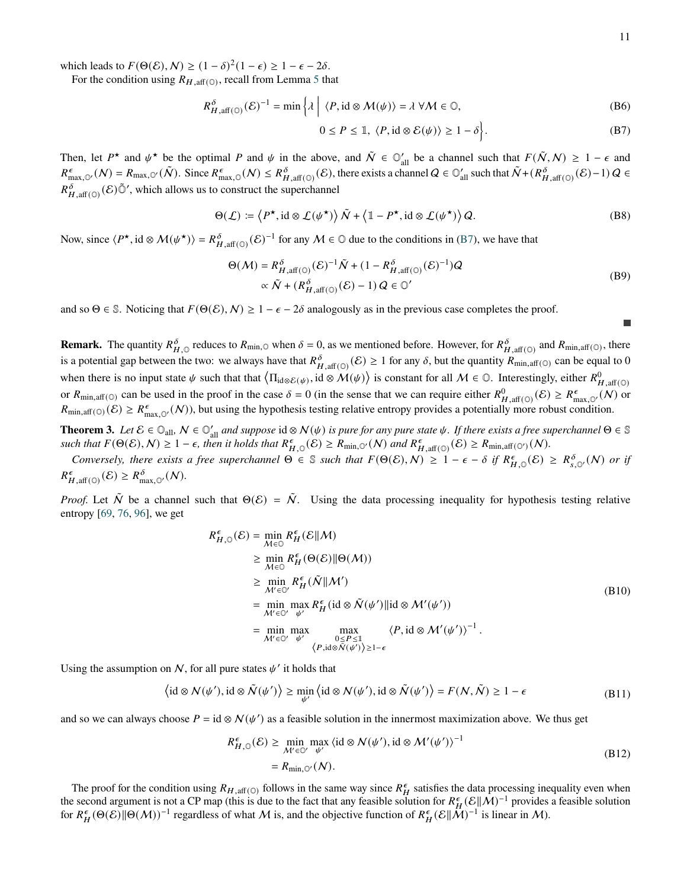which leads to $F(\Theta(\mathcal{E}), \mathcal{N}) \geq (1-\delta)^2(1-\epsilon) \geq 1-\epsilon-2\delta$.

For the condition using $R_{H,\mathrm{aff}(\mathbb{O})}$, recall from Lemma 5 that

$$R^{\delta}_{H,\mathrm{aff}(\mathbb{O})}(\mathcal{E})^{-1} = \min\Big\{\lambda \;\Big|\; \langle P, \mathrm{id}\otimes\mathcal{M}(\psi)\rangle = \lambda \;\forall \mathcal{M}\in\mathbb{O}, \tag{B6}$$

$$0 \leq P \leq \mathbb{1},\; \langle P, \mathrm{id}\otimes\mathcal{E}(\psi)\rangle \geq 1-\delta\Big\}. \tag{B7}$$

Then, let $P^\star$ and $\psi^\star$ be the optimal $P$ and $\psi$ in the above, and $\tilde{\mathcal{N}} \in \mathbb{O}'_{\mathrm{all}}$ be a channel such that $F(\tilde{\mathcal{N}}, \mathcal{N}) \geq 1-\epsilon$ and $R^{\epsilon}_{\max,\mathbb{O}'}(\mathcal{N}) = R_{\max,\mathbb{O}'}(\tilde{\mathcal{N}})$. Since $R^{\epsilon}_{\max,\mathbb{O}}(\mathcal{N}) \leq R^{\delta}_{H,\mathrm{aff}(\mathbb{O})}(\mathcal{E})$, there exists a channel $\mathcal{Q} \in \mathbb{O}'_{\mathrm{all}}$ such that $\tilde{\mathcal{N}} + (R^{\delta}_{H,\mathrm{aff}(\mathbb{O})}(\mathcal{E})-1)\,\mathcal{Q} \in R^{\delta}_{H,\mathrm{aff}(\mathbb{O})}(\mathcal{E})\tilde{\mathbb{O}}'$, which allows us to construct the superchannel

$$\Theta(\mathcal{L}) \coloneqq \left\langle P^\star, \mathrm{id}\otimes\mathcal{L}(\psi^\star)\right\rangle \tilde{\mathcal{N}} + \left\langle \mathbb{1}-P^\star, \mathrm{id}\otimes\mathcal{L}(\psi^\star)\right\rangle \mathcal{Q}. \tag{B8}$$

Now, since $\langle P^\star, \mathrm{id}\otimes\mathcal{M}(\psi^\star)\rangle = R^{\delta}_{H,\mathrm{aff}(\mathbb{O})}(\mathcal{E})^{-1}$ for any $\mathcal{M}\in\mathbb{O}$ due to the conditions in (B7), we have that

$$\begin{aligned}\Theta(\mathcal{M}) &= R^{\delta}_{H,\mathrm{aff}(\mathbb{O})}(\mathcal{E})^{-1}\tilde{\mathcal{N}} + (1-R^{\delta}_{H,\mathrm{aff}(\mathbb{O})}(\mathcal{E})^{-1})\mathcal{Q}\\ &\propto \tilde{\mathcal{N}} + (R^{\delta}_{H,\mathrm{aff}(\mathbb{O})}(\mathcal{E})-1)\,\mathcal{Q} \in \mathbb{O}'\end{aligned} \tag{B9}$$

and so $\Theta \in \mathbb{S}$. Noticing that $F(\Theta(\mathcal{E}), \mathcal{N}) \geq 1-\epsilon-2\delta$ analogously as in the previous case completes the proof. ■

**Remark.** The quantity $R^{\delta}_{H,\mathbb{O}}$ reduces to $R_{\min,\mathbb{O}}$ when $\delta = 0$, as we mentioned before. However, for $R^{\delta}_{H,\mathrm{aff}(\mathbb{O})}$ and $R_{\min,\mathrm{aff}(\mathbb{O})}$, there is a potential gap between the two: we always have that $R^{\delta}_{H,\mathrm{aff}(\mathbb{O})}(\mathcal{E}) \geq 1$ for any $\delta$, but the quantity $R_{\min,\mathrm{aff}(\mathbb{O})}$ can be equal to 0 when there is no input state $\psi$ such that that $\left\langle \Pi_{\mathrm{id}\otimes\mathcal{E}(\psi)}, \mathrm{id}\otimes\mathcal{M}(\psi)\right\rangle$ is constant for all $\mathcal{M}\in\mathbb{O}$. Interestingly, either $R^{0}_{H,\mathrm{aff}(\mathbb{O})}$ or $R_{\min,\mathrm{aff}(\mathbb{O})}$ can be used in the proof in the case $\delta = 0$ (in the sense that we can require either $R^{0}_{H,\mathrm{aff}(\mathbb{O})}(\mathcal{E}) \geq R^{\epsilon}_{\max,\mathbb{O}'}(\mathcal{N})$ or $R_{\min,\mathrm{aff}(\mathbb{O})}(\mathcal{E}) \geq R^{\epsilon}_{\max,\mathbb{O}'}(\mathcal{N})$), but using the hypothesis testing relative entropy provides a potentially more robust condition.

**Theorem 3.** *Let $\mathcal{E}\in\mathbb{O}_{\mathrm{all}}$, $\mathcal{N}\in\mathbb{O}'_{\mathrm{all}}$ and suppose $\mathrm{id}\otimes\mathcal{N}(\psi)$ is pure for any pure state $\psi$. If there exists a free superchannel $\Theta\in\mathbb{S}$ such that $F(\Theta(\mathcal{E}), \mathcal{N}) \geq 1-\epsilon$, then it holds that $R^{\epsilon}_{H,\mathbb{O}}(\mathcal{E}) \geq R_{\min,\mathbb{O}'}(\mathcal{N})$ and $R^{\epsilon}_{H,\mathrm{aff}(\mathbb{O})}(\mathcal{E}) \geq R_{\min,\mathrm{aff}(\mathbb{O}')}(\mathcal{N})$.*

*Conversely, there exists a free superchannel $\Theta\in\mathbb{S}$ such that $F(\Theta(\mathcal{E}), \mathcal{N}) \geq 1-\epsilon-\delta$ if $R^{\epsilon}_{H,\mathbb{O}}(\mathcal{E}) \geq R^{\delta}_{s,\mathbb{O}'}(\mathcal{N})$ or if $R^{\epsilon}_{H,\mathrm{aff}(\mathbb{O})}(\mathcal{E}) \geq R^{\delta}_{\max,\mathbb{O}'}(\mathcal{N})$.*

*Proof.* Let $\tilde{\mathcal{N}}$ be a channel such that $\Theta(\mathcal{E}) = \tilde{\mathcal{N}}$. Using the data processing inequality for hypothesis testing relative entropy [69, 76, 96], we get

$$\begin{aligned}R^{\epsilon}_{H,\mathbb{O}}(\mathcal{E}) &= \min_{\mathcal{M}\in\mathbb{O}} R^{\epsilon}_{H}(\mathcal{E}\|\mathcal{M})\\ &\geq \min_{\mathcal{M}\in\mathbb{O}} R^{\epsilon}_{H}(\Theta(\mathcal{E})\|\Theta(\mathcal{M}))\\ &\geq \min_{\mathcal{M}'\in\mathbb{O}'} R^{\epsilon}_{H}(\tilde{\mathcal{N}}\|\mathcal{M}')\\ &= \min_{\mathcal{M}'\in\mathbb{O}'}\max_{\psi'} R^{\epsilon}_{H}(\mathrm{id}\otimes\tilde{\mathcal{N}}(\psi')\|\mathrm{id}\otimes\mathcal{M}'(\psi'))\\ &= \min_{\mathcal{M}'\in\mathbb{O}'}\max_{\psi'}\max_{\substack{0\leq P\leq\mathbb{1}\\ \langle P,\mathrm{id}\otimes\tilde{\mathcal{N}}(\psi')\rangle\geq 1-\epsilon}} \langle P, \mathrm{id}\otimes\mathcal{M}'(\psi')\rangle^{-1}.\end{aligned} \tag{B10}$$

Using the assumption on $\mathcal{N}$, for all pure states $\psi'$ it holds that

$$\left\langle \mathrm{id}\otimes\mathcal{N}(\psi'), \mathrm{id}\otimes\tilde{\mathcal{N}}(\psi')\right\rangle \geq \min_{\psi'}\left\langle \mathrm{id}\otimes\mathcal{N}(\psi'), \mathrm{id}\otimes\tilde{\mathcal{N}}(\psi')\right\rangle = F(\mathcal{N}, \tilde{\mathcal{N}}) \geq 1-\epsilon \tag{B11}$$

and so we can always choose $P = \mathrm{id}\otimes\mathcal{N}(\psi')$ as a feasible solution in the innermost maximization above. We thus get

$$\begin{aligned}R^{\epsilon}_{H,\mathbb{O}}(\mathcal{E}) &\geq \min_{\mathcal{M}'\in\mathbb{O}'}\max_{\psi'}\langle \mathrm{id}\otimes\mathcal{N}(\psi'), \mathrm{id}\otimes\mathcal{M}'(\psi')\rangle^{-1}\\ &= R_{\min,\mathbb{O}'}(\mathcal{N}).\end{aligned} \tag{B12}$$

The proof for the condition using $R_{H,\mathrm{aff}(\mathbb{O})}$ follows in the same way since $R^{\epsilon}_{H}$ satisfies the data processing inequality even when the second argument is not a CP map (this is due to the fact that any feasible solution for $R^{\epsilon}_{H}(\mathcal{E}\|\mathcal{M})^{-1}$ provides a feasible solution for $R^{\epsilon}_{H}(\Theta(\mathcal{E})\|\Theta(\mathcal{M}))^{-1}$ regardless of what $\mathcal{M}$ is, and the objective function of $R^{\epsilon}_{H}(\mathcal{E}\|\mathcal{M})^{-1}$ is linear in $\mathcal{M}$).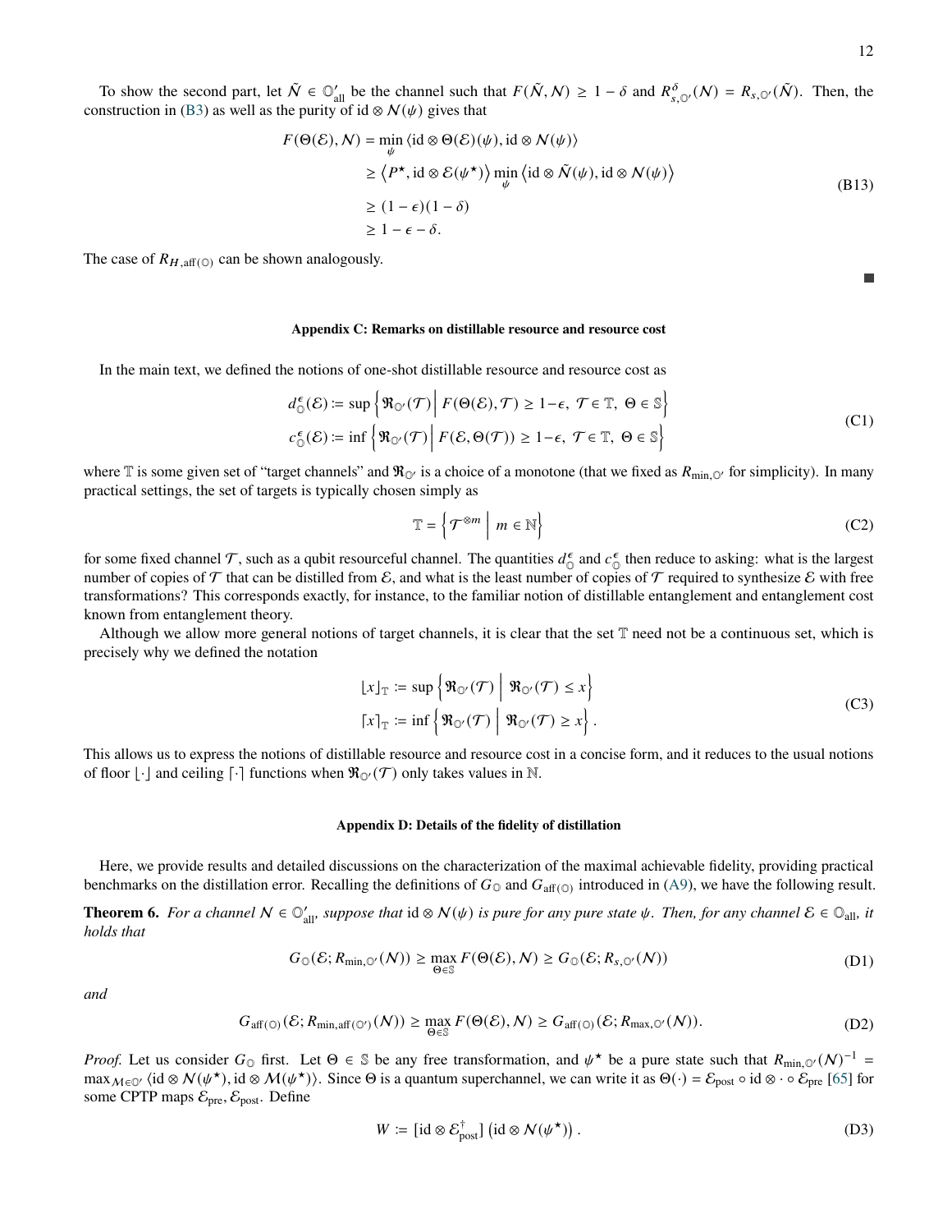To show the second part, let $\tilde{\mathcal{N}} \in \mathbb{O}'_{\rm all}$ be the channel such that $F(\tilde{\mathcal{N}}, \mathcal{N}) \geq 1 - \delta$ and $R^{\delta}_{s,\mathbb{O}'}(\mathcal{N}) = R_{s,\mathbb{O}'}(\tilde{\mathcal{N}})$. Then, the construction in (B3) as well as the purity of ${\rm id} \otimes \mathcal{N}(\psi)$ gives that

$$
\begin{aligned}
F(\Theta(\mathcal{E}), \mathcal{N}) &= \min_{\psi} \langle {\rm id} \otimes \Theta(\mathcal{E})(\psi), {\rm id} \otimes \mathcal{N}(\psi) \rangle \\
&\geq \left\langle P^{\star}, {\rm id} \otimes \mathcal{E}(\psi^{\star}) \right\rangle \min_{\psi} \left\langle {\rm id} \otimes \tilde{\mathcal{N}}(\psi), {\rm id} \otimes \mathcal{N}(\psi) \right\rangle \\
&\geq (1 - \epsilon)(1 - \delta) \\
&\geq 1 - \epsilon - \delta.
\end{aligned}
\tag{B13}
$$

The case of $R_{H,{\rm aff}(\mathbb{O})}$ can be shown analogously. ■

## Appendix C: Remarks on distillable resource and resource cost

In the main text, we defined the notions of one-shot distillable resource and resource cost as

$$
\begin{aligned}
d^{\epsilon}_{\mathbb{O}}(\mathcal{E}) &:= \sup \left\{ \mathfrak{R}_{\mathbb{O}'}(\mathcal{T}) \,\middle|\, F(\Theta(\mathcal{E}), \mathcal{T}) \geq 1-\epsilon,\ \mathcal{T} \in \mathbb{T},\ \Theta \in \mathbb{S} \right\} \\
c^{\epsilon}_{\mathbb{O}}(\mathcal{E}) &:= \inf \left\{ \mathfrak{R}_{\mathbb{O}'}(\mathcal{T}) \,\middle|\, F(\mathcal{E}, \Theta(\mathcal{T})) \geq 1-\epsilon,\ \mathcal{T} \in \mathbb{T},\ \Theta \in \mathbb{S} \right\}
\end{aligned}
\tag{C1}
$$

where $\mathbb{T}$ is some given set of "target channels" and $\mathfrak{R}_{\mathbb{O}'}$ is a choice of a monotone (that we fixed as $R_{\min,\mathbb{O}'}$ for simplicity). In many practical settings, the set of targets is typically chosen simply as

$$
\mathbb{T} = \left\{ \mathcal{T}^{\otimes m} \,\middle|\, m \in \mathbb{N} \right\}
\tag{C2}
$$

for some fixed channel $\mathcal{T}$, such as a qubit resourceful channel. The quantities $d^{\epsilon}_{\mathbb{O}}$ and $c^{\epsilon}_{\mathbb{O}}$ then reduce to asking: what is the largest number of copies of $\mathcal{T}$ that can be distilled from $\mathcal{E}$, and what is the least number of copies of $\mathcal{T}$ required to synthesize $\mathcal{E}$ with free transformations? This corresponds exactly, for instance, to the familiar notion of distillable entanglement and entanglement cost known from entanglement theory.

Although we allow more general notions of target channels, it is clear that the set $\mathbb{T}$ need not be a continuous set, which is precisely why we defined the notation

$$
\begin{aligned}
\lfloor x \rfloor_{\mathbb{T}} &:= \sup \left\{ \mathfrak{R}_{\mathbb{O}'}(\mathcal{T}) \,\middle|\, \mathfrak{R}_{\mathbb{O}'}(\mathcal{T}) \leq x \right\} \\
\lceil x \rceil_{\mathbb{T}} &:= \inf \left\{ \mathfrak{R}_{\mathbb{O}'}(\mathcal{T}) \,\middle|\, \mathfrak{R}_{\mathbb{O}'}(\mathcal{T}) \geq x \right\}.
\end{aligned}
\tag{C3}
$$

This allows us to express the notions of distillable resource and resource cost in a concise form, and it reduces to the usual notions of floor $\lfloor \cdot \rfloor$ and ceiling $\lceil \cdot \rceil$ functions when $\mathfrak{R}_{\mathbb{O}'}(\mathcal{T})$ only takes values in $\mathbb{N}$.

## Appendix D: Details of the fidelity of distillation

Here, we provide results and detailed discussions on the characterization of the maximal achievable fidelity, providing practical benchmarks on the distillation error. Recalling the definitions of $G_{\mathbb{O}}$ and $G_{{\rm aff}(\mathbb{O})}$ introduced in (A9), we have the following result.

**Theorem 6.** *For a channel $\mathcal{N} \in \mathbb{O}'_{\rm all}$, suppose that ${\rm id} \otimes \mathcal{N}(\psi)$ is pure for any pure state $\psi$. Then, for any channel $\mathcal{E} \in \mathbb{O}_{\rm all}$, it holds that*

$$
G_{\mathbb{O}}(\mathcal{E}; R_{\min,\mathbb{O}'}(\mathcal{N})) \geq \max_{\Theta \in \mathbb{S}} F(\Theta(\mathcal{E}), \mathcal{N}) \geq G_{\mathbb{O}}(\mathcal{E}; R_{s,\mathbb{O}'}(\mathcal{N}))
\tag{D1}
$$

*and*

$$
G_{{\rm aff}(\mathbb{O})}(\mathcal{E}; R_{\min,{\rm aff}(\mathbb{O}')}(\mathcal{N})) \geq \max_{\Theta \in \mathbb{S}} F(\Theta(\mathcal{E}), \mathcal{N}) \geq G_{{\rm aff}(\mathbb{O})}(\mathcal{E}; R_{\max,\mathbb{O}'}(\mathcal{N})).
\tag{D2}
$$

*Proof.* Let us consider $G_{\mathbb{O}}$ first. Let $\Theta \in \mathbb{S}$ be any free transformation, and $\psi^{\star}$ be a pure state such that $R_{\min,\mathbb{O}'}(\mathcal{N})^{-1} = \max_{\mathcal{M} \in \mathbb{O}'} \langle {\rm id} \otimes \mathcal{N}(\psi^{\star}), {\rm id} \otimes \mathcal{M}(\psi^{\star}) \rangle$. Since $\Theta$ is a quantum superchannel, we can write it as $\Theta(\cdot) = \mathcal{E}_{\rm post} \circ {\rm id} \otimes \cdot \circ \mathcal{E}_{\rm pre}$ [65] for some CPTP maps $\mathcal{E}_{\rm pre}, \mathcal{E}_{\rm post}$. Define

$$
W := [{\rm id} \otimes \mathcal{E}^{\dagger}_{\rm post}] \left( {\rm id} \otimes \mathcal{N}(\psi^{\star}) \right).
\tag{D3}
$$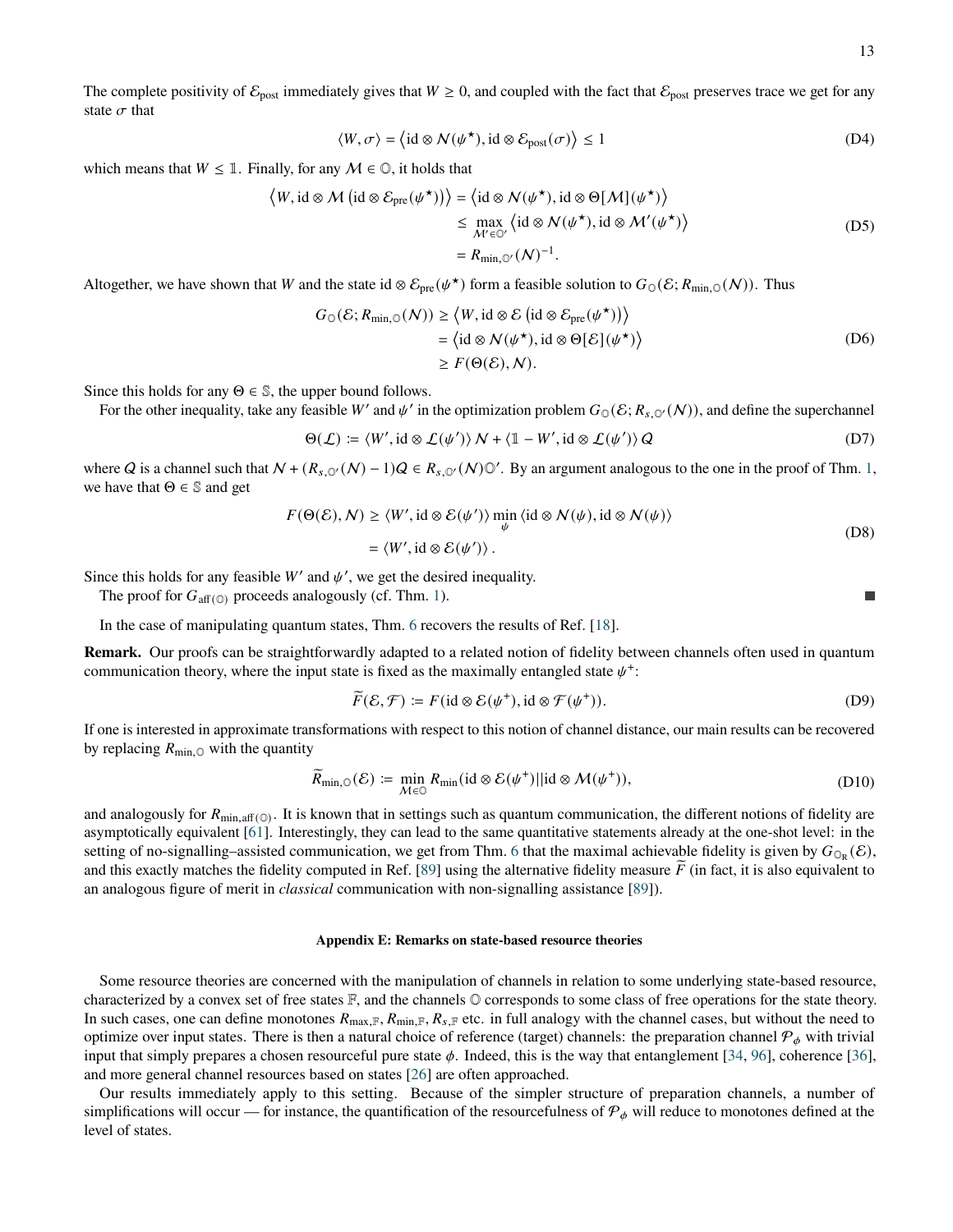The complete positivity of $\mathcal{E}_{\text{post}}$ immediately gives that $W \geq 0$, and coupled with the fact that $\mathcal{E}_{\text{post}}$ preserves trace we get for any state $\sigma$ that

$$\langle W, \sigma \rangle = \left\langle \text{id} \otimes \mathcal{N}(\psi^\star), \text{id} \otimes \mathcal{E}_{\text{post}}(\sigma) \right\rangle \leq 1 \tag{D4}$$

which means that $W \leq \mathbb{1}$. Finally, for any $\mathcal{M} \in \mathbb{O}$, it holds that

$$\begin{aligned} \left\langle W, \text{id} \otimes \mathcal{M}\left(\text{id} \otimes \mathcal{E}_{\text{pre}}(\psi^\star)\right) \right\rangle &= \left\langle \text{id} \otimes \mathcal{N}(\psi^\star), \text{id} \otimes \Theta[\mathcal{M}](\psi^\star) \right\rangle \\ &\leq \max_{\mathcal{M}' \in \mathbb{O}'} \left\langle \text{id} \otimes \mathcal{N}(\psi^\star), \text{id} \otimes \mathcal{M}'(\psi^\star) \right\rangle \\ &= R_{\min,\mathbb{O}'}(\mathcal{N})^{-1}. \end{aligned} \tag{D5}$$

Altogether, we have shown that $W$ and the state $\text{id} \otimes \mathcal{E}_{\text{pre}}(\psi^\star)$ form a feasible solution to $G_{\mathbb{O}}(\mathcal{E}; R_{\min,\mathbb{O}}(\mathcal{N}))$. Thus

$$\begin{aligned} G_{\mathbb{O}}(\mathcal{E}; R_{\min,\mathbb{O}}(\mathcal{N})) &\geq \left\langle W, \text{id} \otimes \mathcal{E}\left(\text{id} \otimes \mathcal{E}_{\text{pre}}(\psi^\star)\right) \right\rangle \\ &= \left\langle \text{id} \otimes \mathcal{N}(\psi^\star), \text{id} \otimes \Theta[\mathcal{E}](\psi^\star) \right\rangle \\ &\geq F(\Theta(\mathcal{E}), \mathcal{N}). \end{aligned} \tag{D6}$$

Since this holds for any $\Theta \in \mathbb{S}$, the upper bound follows.

For the other inequality, take any feasible $W'$ and $\psi'$ in the optimization problem $G_{\mathbb{O}}(\mathcal{E}; R_{s,\mathbb{O}'}(\mathcal{N}))$, and define the superchannel

$$\Theta(\mathcal{L}) := \langle W', \text{id} \otimes \mathcal{L}(\psi') \rangle \, \mathcal{N} + \langle \mathbb{1} - W', \text{id} \otimes \mathcal{L}(\psi') \rangle \, \mathcal{Q} \tag{D7}$$

where $\mathcal{Q}$ is a channel such that $\mathcal{N} + (R_{s,\mathbb{O}'}(\mathcal{N}) - 1)\mathcal{Q} \in R_{s,\mathbb{O}'}(\mathcal{N})\mathbb{O}'$. By an argument analogous to the one in the proof of Thm. 1, we have that $\Theta \in \mathbb{S}$ and get

$$\begin{aligned} F(\Theta(\mathcal{E}), \mathcal{N}) &\geq \langle W', \text{id} \otimes \mathcal{E}(\psi') \rangle \min_{\psi} \langle \text{id} \otimes \mathcal{N}(\psi), \text{id} \otimes \mathcal{N}(\psi) \rangle \\ &= \langle W', \text{id} \otimes \mathcal{E}(\psi') \rangle \,. \end{aligned} \tag{D8}$$

Since this holds for any feasible $W'$ and $\psi'$, we get the desired inequality.

The proof for $G_{\text{aff}(\mathbb{O})}$ proceeds analogously (cf. Thm. 1). ■

In the case of manipulating quantum states, Thm. 6 recovers the results of Ref. [18].

**Remark.** Our proofs can be straightforwardly adapted to a related notion of fidelity between channels often used in quantum communication theory, where the input state is fixed as the maximally entangled state $\psi^+$:

$$\widetilde{F}(\mathcal{E}, \mathcal{F}) := F(\text{id} \otimes \mathcal{E}(\psi^+), \text{id} \otimes \mathcal{F}(\psi^+)). \tag{D9}$$

If one is interested in approximate transformations with respect to this notion of channel distance, our main results can be recovered by replacing $R_{\min,\mathbb{O}}$ with the quantity

$$\widetilde{R}_{\min,\mathbb{O}}(\mathcal{E}) := \min_{\mathcal{M} \in \mathbb{O}} R_{\min}(\text{id} \otimes \mathcal{E}(\psi^+) || \text{id} \otimes \mathcal{M}(\psi^+)), \tag{D10}$$

and analogously for $R_{\min,\text{aff}(\mathbb{O})}$. It is known that in settings such as quantum communication, the different notions of fidelity are asymptotically equivalent [61]. Interestingly, they can lead to the same quantitative statements already at the one-shot level: in the setting of no-signalling–assisted communication, we get from Thm. 6 that the maximal achievable fidelity is given by $G_{\mathbb{O}_{\text{R}}}(\mathcal{E})$, and this exactly matches the fidelity computed in Ref. [89] using the alternative fidelity measure $\widetilde{F}$ (in fact, it is also equivalent to an analogous figure of merit in *classical* communication with non-signalling assistance [89]).

### Appendix E: Remarks on state-based resource theories

Some resource theories are concerned with the manipulation of channels in relation to some underlying state-based resource, characterized by a convex set of free states $\mathbb{F}$, and the channels $\mathbb{O}$ corresponds to some class of free operations for the state theory. In such cases, one can define monotones $R_{\max,\mathbb{F}}$, $R_{\min,\mathbb{F}}$, $R_{s,\mathbb{F}}$ etc. in full analogy with the channel cases, but without the need to optimize over input states. There is then a natural choice of reference (target) channels: the preparation channel $\mathcal{P}_\phi$ with trivial input that simply prepares a chosen resourceful pure state $\phi$. Indeed, this is the way that entanglement [34, 96], coherence [36], and more general channel resources based on states [26] are often approached.

Our results immediately apply to this setting. Because of the simpler structure of preparation channels, a number of simplifications will occur — for instance, the quantification of the resourcefulness of $\mathcal{P}_\phi$ will reduce to monotones defined at the level of states.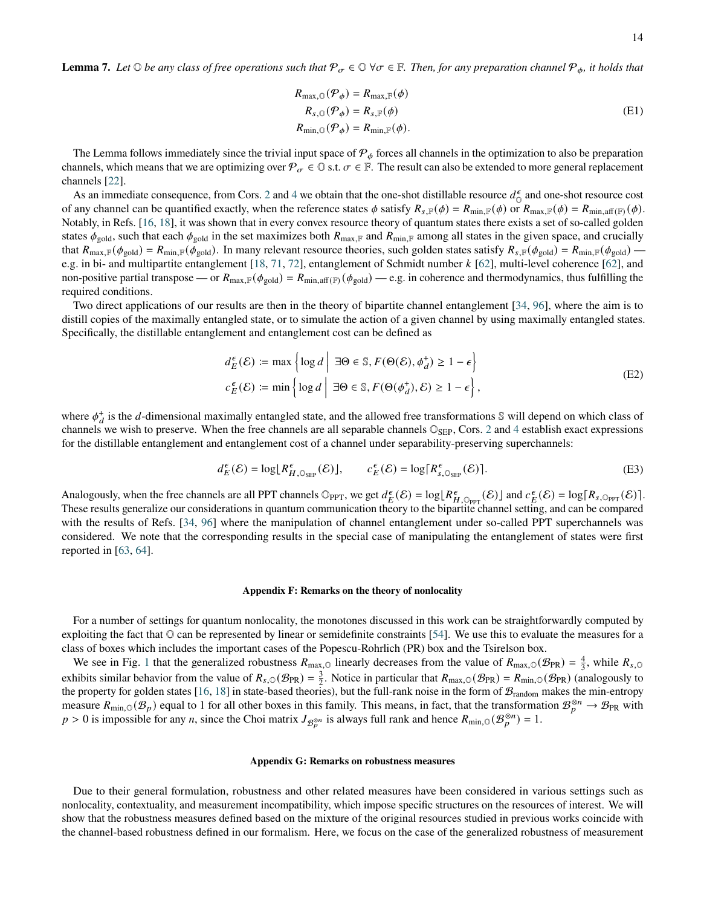**Lemma 7.** *Let $\mathbb{O}$ be any class of free operations such that $\mathcal{P}_\sigma \in \mathbb{O}\ \forall \sigma \in \mathbb{F}$. Then, for any preparation channel $\mathcal{P}_\phi$, it holds that*

$$
\begin{aligned}
R_{\max,\mathbb{O}}(\mathcal{P}_\phi) &= R_{\max,\mathbb{F}}(\phi) \\
R_{s,\mathbb{O}}(\mathcal{P}_\phi) &= R_{s,\mathbb{F}}(\phi) \\
R_{\min,\mathbb{O}}(\mathcal{P}_\phi) &= R_{\min,\mathbb{F}}(\phi).
\end{aligned}
\tag{E1}
$$

The Lemma follows immediately since the trivial input space of $\mathcal{P}_\phi$ forces all channels in the optimization to also be preparation channels, which means that we are optimizing over $\mathcal{P}_\sigma \in \mathbb{O}$ s.t. $\sigma \in \mathbb{F}$. The result can also be extended to more general replacement channels [22].

As an immediate consequence, from Cors. 2 and 4 we obtain that the one-shot distillable resource $d^\epsilon_{\mathbb{O}}$ and one-shot resource cost of any channel can be quantified exactly, when the reference states $\phi$ satisfy $R_{s,\mathbb{F}}(\phi) = R_{\min,\mathbb{F}}(\phi)$ or $R_{\max,\mathbb{F}}(\phi) = R_{\min,\mathrm{aff}(\mathbb{F})}(\phi)$. Notably, in Refs. [16, 18], it was shown that in every convex resource theory of quantum states there exists a set of so-called golden states $\phi_{\text{gold}}$, such that each $\phi_{\text{gold}}$ in the set maximizes both $R_{\max,\mathbb{F}}$ and $R_{\min,\mathbb{F}}$ among all states in the given space, and crucially that $R_{\max,\mathbb{F}}(\phi_{\text{gold}}) = R_{\min,\mathbb{F}}(\phi_{\text{gold}})$. In many relevant resource theories, such golden states satisfy $R_{s,\mathbb{F}}(\phi_{\text{gold}}) = R_{\min,\mathbb{F}}(\phi_{\text{gold}})$ — e.g. in bi- and multipartite entanglement [18, 71, 72], entanglement of Schmidt number $k$ [62], multi-level coherence [62], and non-positive partial transpose — or $R_{\max,\mathbb{F}}(\phi_{\text{gold}}) = R_{\min,\mathrm{aff}(\mathbb{F})}(\phi_{\text{gold}})$ — e.g. in coherence and thermodynamics, thus fulfilling the required conditions.

Two direct applications of our results are then in the theory of bipartite channel entanglement [34, 96], where the aim is to distill copies of the maximally entangled state, or to simulate the action of a given channel by using maximally entangled states. Specifically, the distillable entanglement and entanglement cost can be defined as

$$
\begin{aligned}
d^\epsilon_E(\mathcal{E}) &:= \max\left\{ \log d \;\middle|\; \exists \Theta \in \mathbb{S}, F(\Theta(\mathcal{E}), \phi^+_d) \geq 1 - \epsilon \right\} \\
c^\epsilon_E(\mathcal{E}) &:= \min\left\{ \log d \;\middle|\; \exists \Theta \in \mathbb{S}, F(\Theta(\phi^+_d), \mathcal{E}) \geq 1 - \epsilon \right\},
\end{aligned}
\tag{E2}
$$

where $\phi^+_d$ is the $d$-dimensional maximally entangled state, and the allowed free transformations $\mathbb{S}$ will depend on which class of channels we wish to preserve. When the free channels are all separable channels $\mathbb{O}_{\text{SEP}}$, Cors. 2 and 4 establish exact expressions for the distillable entanglement and entanglement cost of a channel under separability-preserving superchannels:

$$
d^\epsilon_E(\mathcal{E}) = \log\lfloor R^\epsilon_{H,\mathbb{O}_{\text{SEP}}}(\mathcal{E})\rfloor, \qquad c^\epsilon_E(\mathcal{E}) = \log\lceil R^\epsilon_{s,\mathbb{O}_{\text{SEP}}}(\mathcal{E})\rceil. \tag{E3}
$$

Analogously, when the free channels are all PPT channels $\mathbb{O}_{\text{PPT}}$, we get $d^\epsilon_E(\mathcal{E}) = \log\lfloor R^\epsilon_{H,\mathbb{O}_{\text{PPT}}}(\mathcal{E})\rfloor$ and $c^\epsilon_E(\mathcal{E}) = \log\lceil R_{s,\mathbb{O}_{\text{PPT}}}(\mathcal{E})\rceil$. These results generalize our considerations in quantum communication theory to the bipartite channel setting, and can be compared with the results of Refs. [34, 96] where the manipulation of channel entanglement under so-called PPT superchannels was considered. We note that the corresponding results in the special case of manipulating the entanglement of states were first reported in [63, 64].

## Appendix F: Remarks on the theory of nonlocality

For a number of settings for quantum nonlocality, the monotones discussed in this work can be straightforwardly computed by exploiting the fact that $\mathbb{O}$ can be represented by linear or semidefinite constraints [54]. We use this to evaluate the measures for a class of boxes which includes the important cases of the Popescu-Rohrlich (PR) box and the Tsirelson box.

We see in Fig. 1 that the generalized robustness $R_{\max,\mathbb{O}}$ linearly decreases from the value of $R_{\max,\mathbb{O}}(\mathcal{B}_{\text{PR}}) = \frac{4}{3}$, while $R_{s,\mathbb{O}}$ exhibits similar behavior from the value of $R_{s,\mathbb{O}}(\mathcal{B}_{\text{PR}}) = \frac{3}{2}$. Notice in particular that $R_{\max,\mathbb{O}}(\mathcal{B}_{\text{PR}}) = R_{\min,\mathbb{O}}(\mathcal{B}_{\text{PR}})$ (analogously to the property for golden states [16, 18] in state-based theories), but the full-rank noise in the form of $\mathcal{B}_{\text{random}}$ makes the min-entropy measure $R_{\min,\mathbb{O}}(\mathcal{B}_p)$ equal to 1 for all other boxes in this family. This means, in fact, that the transformation $\mathcal{B}^{\otimes n}_p \to \mathcal{B}_{\text{PR}}$ with $p > 0$ is impossible for any $n$, since the Choi matrix $J_{\mathcal{B}^{\otimes n}_p}$ is always full rank and hence $R_{\min,\mathbb{O}}(\mathcal{B}^{\otimes n}_p) = 1$.

## Appendix G: Remarks on robustness measures

Due to their general formulation, robustness and other related measures have been considered in various settings such as nonlocality, contextuality, and measurement incompatibility, which impose specific structures on the resources of interest. We will show that the robustness measures defined based on the mixture of the original resources studied in previous works coincide with the channel-based robustness defined in our formalism. Here, we focus on the case of the generalized robustness of measurement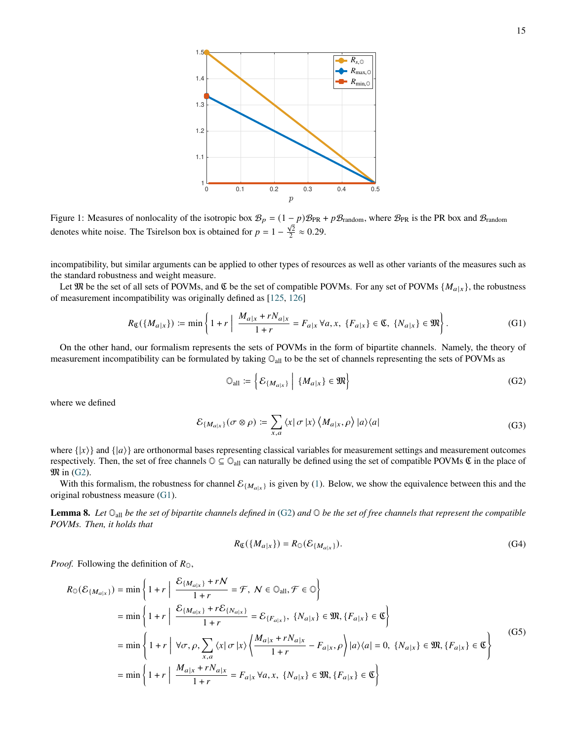Figure 1: Measures of nonlocality of the isotropic box $\mathcal{B}_p = (1-p)\mathcal{B}_{\rm PR} + p\mathcal{B}_{\rm random}$, where $\mathcal{B}_{\rm PR}$ is the PR box and $\mathcal{B}_{\rm random}$ denotes white noise. The Tsirelson box is obtained for $p = 1 - \frac{\sqrt{2}}{2} \approx 0.29$.

incompatibility, but similar arguments can be applied to other types of resources as well as other variants of the measures such as the standard robustness and weight measure.

Let $\mathfrak{M}$ be the set of all sets of POVMs, and $\mathfrak{C}$ be the set of compatible POVMs. For any set of POVMs $\{M_{a|x}\}$, the robustness of measurement incompatibility was originally defined as [125, 126]

$$R_{\mathfrak{C}}(\{M_{a|x}\}) \coloneqq \min\left\{1+r \;\middle|\; \frac{M_{a|x}+rN_{a|x}}{1+r} = F_{a|x}\;\forall a,x,\; \{F_{a|x}\}\in\mathfrak{C},\; \{N_{a|x}\}\in\mathfrak{M}\right\}. \tag{G1}$$

On the other hand, our formalism represents the sets of POVMs in the form of bipartite channels. Namely, the theory of measurement incompatibility can be formulated by taking $\mathbb{O}_{\rm all}$ to be the set of channels representing the sets of POVMs as

$$\mathbb{O}_{\rm all} \coloneqq \left\{\mathcal{E}_{\{M_{a|x}\}} \;\middle|\; \{M_{a|x}\}\in\mathfrak{M}\right\} \tag{G2}$$

where we defined

$$\mathcal{E}_{\{M_{a|x}\}}(\sigma\otimes\rho) \coloneqq \sum_{x,a}\langle x|\,\sigma\,|x\rangle\left\langle M_{a|x},\rho\right\rangle|a\rangle\langle a| \tag{G3}$$

where $\{|x\rangle\}$ and $\{|a\rangle\}$ are orthonormal bases representing classical variables for measurement settings and measurement outcomes respectively. Then, the set of free channels $\mathbb{O}\subseteq\mathbb{O}_{\rm all}$ can naturally be defined using the set of compatible POVMs $\mathfrak{C}$ in the place of $\mathfrak{M}$ in (G2).

With this formalism, the robustness for channel $\mathcal{E}_{\{M_{a|x}\}}$ is given by (1). Below, we show the equivalence between this and the original robustness measure (G1).

**Lemma 8.** *Let $\mathbb{O}_{\rm all}$ be the set of bipartite channels defined in (G2) and $\mathbb{O}$ be the set of free channels that represent the compatible POVMs. Then, it holds that*

$$R_{\mathfrak{C}}(\{M_{a|x}\}) = R_{\mathbb{O}}(\mathcal{E}_{\{M_{a|x}\}}). \tag{G4}$$

*Proof.* Following the definition of $R_{\mathbb{O}}$,

$$\begin{aligned}
R_{\mathbb{O}}(\mathcal{E}_{\{M_{a|x}\}}) &= \min\left\{1+r \;\middle|\; \frac{\mathcal{E}_{\{M_{a|x}\}}+r\mathcal{N}}{1+r} = \mathcal{F},\; \mathcal{N}\in\mathbb{O}_{\rm all}, \mathcal{F}\in\mathbb{O}\right\}\\
&= \min\left\{1+r \;\middle|\; \frac{\mathcal{E}_{\{M_{a|x}\}}+r\mathcal{E}_{\{N_{a|x}\}}}{1+r} = \mathcal{E}_{\{F_{a|x}\}},\; \{N_{a|x}\}\in\mathfrak{M}, \{F_{a|x}\}\in\mathfrak{C}\right\}\\
&= \min\left\{1+r \;\middle|\; \forall\sigma,\rho, \sum_{x,a}\langle x|\,\sigma\,|x\rangle\left\langle\frac{M_{a|x}+rN_{a|x}}{1+r}-F_{a|x},\rho\right\rangle|a\rangle\langle a| = 0,\; \{N_{a|x}\}\in\mathfrak{M}, \{F_{a|x}\}\in\mathfrak{C}\right\}\\
&= \min\left\{1+r \;\middle|\; \frac{M_{a|x}+rN_{a|x}}{1+r} = F_{a|x}\;\forall a,x,\; \{N_{a|x}\}\in\mathfrak{M}, \{F_{a|x}\}\in\mathfrak{C}\right\}
\end{aligned} \tag{G5}$$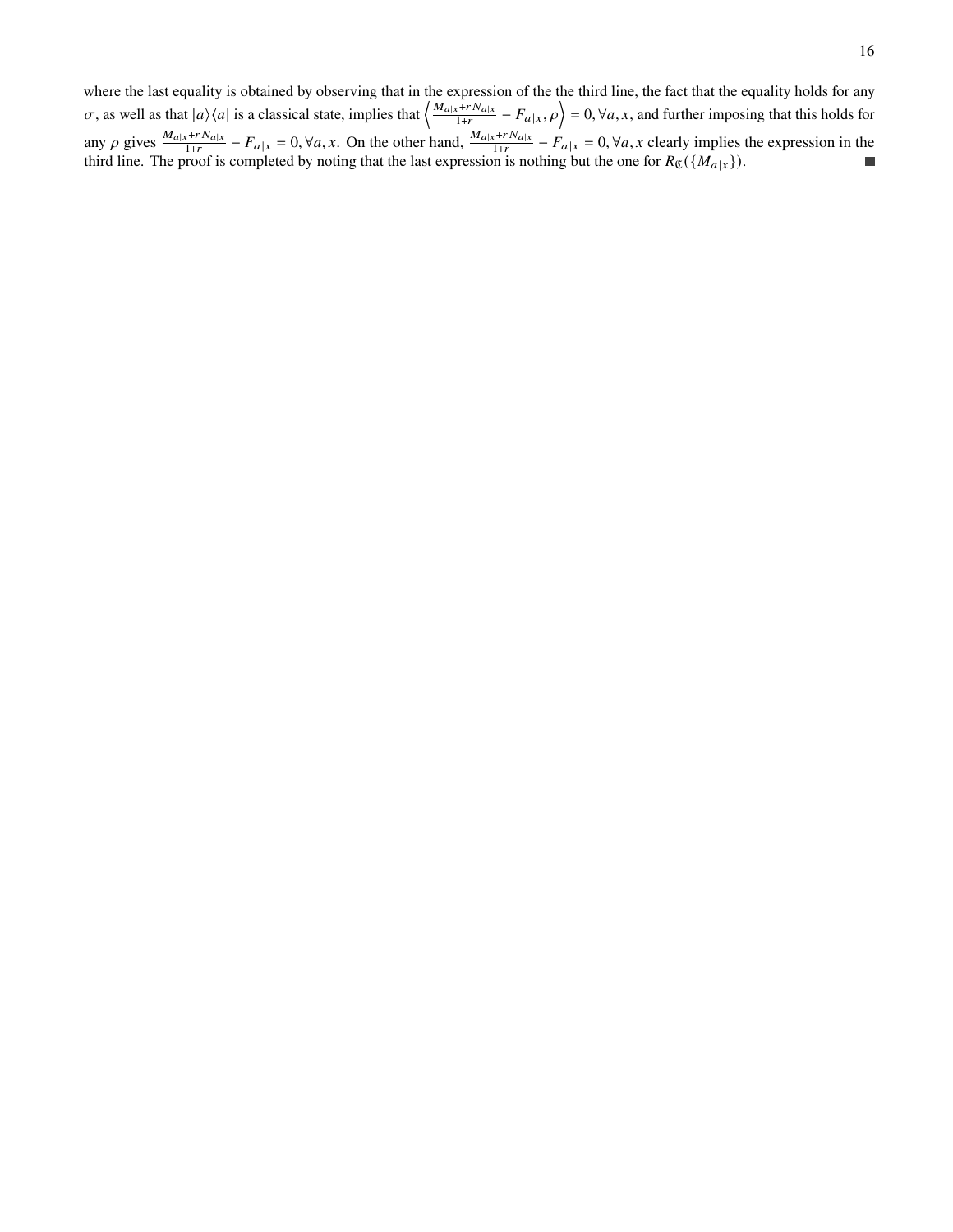where the last equality is obtained by observing that in the expression of the the third line, the fact that the equality holds for any $\sigma$, as well as that $|a\rangle\langle a|$ is a classical state, implies that $\left\langle \frac{M_{a|x}+rN_{a|x}}{1+r} - F_{a|x}, \rho \right\rangle = 0, \forall a, x$, and further imposing that this holds for any $\rho$ gives $\frac{M_{a|x}+rN_{a|x}}{1+r} - F_{a|x} = 0, \forall a, x$. On the other hand, $\frac{M_{a|x}+rN_{a|x}}{1+r} - F_{a|x} = 0, \forall a, x$ clearly implies the expression in the third line. The proof is completed by noting that the last expression is nothing but the one for $R_{\mathfrak{C}}(\{M_{a|x}\})$. ■